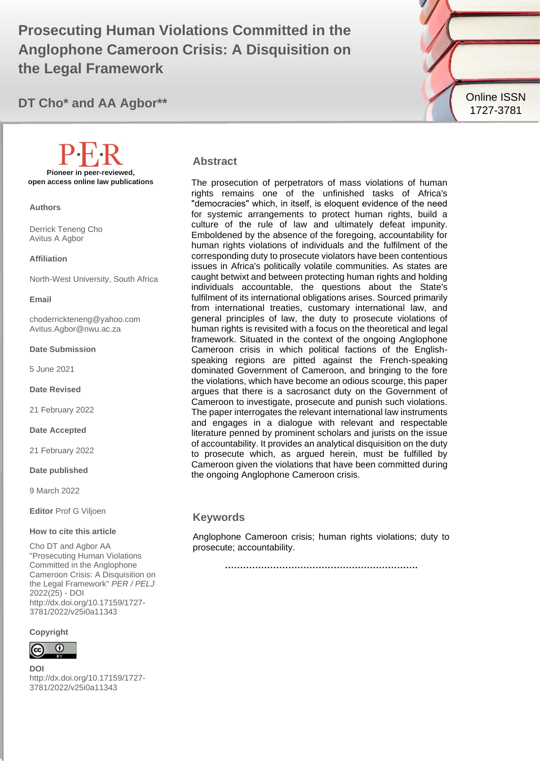# Prosecuting Human Violations Committed in the Anglophone Cameroon Crisis: A Disquisition on the Legal Framework

**DT Cho\* and AA Agbor\*\***

Online ISSN 1727-3781

**P·E·R**

**Pioneer in peer-reviewed, open access online law publications**

**Authors**

Derrick Teneng Cho
Avitus A Agbor

**Affiliation**

North-West University, South Africa

**Email**

choderrickteneng@yahoo.com
Avitus.Agbor@nwu.ac.za

**Date Submission**

5 June 2021

**Date Revised**

21 February 2022

**Date Accepted**

21 February 2022

**Date published**

9 March 2022

**Editor** Prof G Viljoen

**How to cite this article**

Cho DT and Agbor AA "Prosecuting Human Violations Committed in the Anglophone Cameroon Crisis: A Disquisition on the Legal Framework" *PER / PELJ* 2022(25) - DOI http://dx.doi.org/10.17159/1727-3781/2022/v25i0a11343

**Copyright**

**DOI**
http://dx.doi.org/10.17159/1727-3781/2022/v25i0a11343

## Abstract

The prosecution of perpetrators of mass violations of human rights remains one of the unfinished tasks of Africa's "democracies" which, in itself, is eloquent evidence of the need for systemic arrangements to protect human rights, build a culture of the rule of law and ultimately defeat impunity. Emboldened by the absence of the foregoing, accountability for human rights violations of individuals and the fulfilment of the corresponding duty to prosecute violators have been contentious issues in Africa's politically volatile communities. As states are caught betwixt and between protecting human rights and holding individuals accountable, the questions about the State's fulfilment of its international obligations arises. Sourced primarily from international treaties, customary international law, and general principles of law, the duty to prosecute violations of human rights is revisited with a focus on the theoretical and legal framework. Situated in the context of the ongoing Anglophone Cameroon crisis in which political factions of the English-speaking regions are pitted against the French-speaking dominated Government of Cameroon, and bringing to the fore the violations, which have become an odious scourge, this paper argues that there is a sacrosanct duty on the Government of Cameroon to investigate, prosecute and punish such violations. The paper interrogates the relevant international law instruments and engages in a dialogue with relevant and respectable literature penned by prominent scholars and jurists on the issue of accountability. It provides an analytical disquisition on the duty to prosecute which, as argued herein, must be fulfilled by Cameroon given the violations that have been committed during the ongoing Anglophone Cameroon crisis.

## Keywords

Anglophone Cameroon crisis; human rights violations; duty to prosecute; accountability.

……………………………………………………….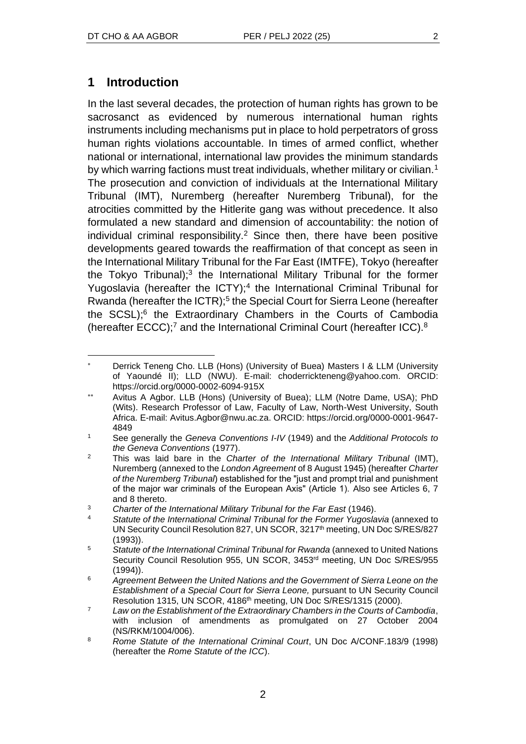## 1 Introduction

In the last several decades, the protection of human rights has grown to be sacrosanct as evidenced by numerous international human rights instruments including mechanisms put in place to hold perpetrators of gross human rights violations accountable. In times of armed conflict, whether national or international, international law provides the minimum standards by which warring factions must treat individuals, whether military or civilian.[1] The prosecution and conviction of individuals at the International Military Tribunal (IMT), Nuremberg (hereafter Nuremberg Tribunal), for the atrocities committed by the Hitlerite gang was without precedence. It also formulated a new standard and dimension of accountability: the notion of individual criminal responsibility.[2] Since then, there have been positive developments geared towards the reaffirmation of that concept as seen in the International Military Tribunal for the Far East (IMTFE), Tokyo (hereafter the Tokyo Tribunal);[3] the International Military Tribunal for the former Yugoslavia (hereafter the ICTY);[4] the International Criminal Tribunal for Rwanda (hereafter the ICTR);[5] the Special Court for Sierra Leone (hereafter the SCSL);[6] the Extraordinary Chambers in the Courts of Cambodia (hereafter ECCC);[7] and the International Criminal Court (hereafter ICC).[8]

---

[*] Derrick Teneng Cho. LLB (Hons) (University of Buea) Masters I & LLM (University of Yaoundé II); LLD (NWU). E-mail: choderrickteneng@yahoo.com. ORCID: https://orcid.org/0000-0002-6094-915X

[**] Avitus A Agbor. LLB (Hons) (University of Buea); LLM (Notre Dame, USA); PhD (Wits). Research Professor of Law, Faculty of Law, North-West University, South Africa. E-mail: Avitus.Agbor@nwu.ac.za. ORCID: https://orcid.org/0000-0001-9647-4849

[1] See generally the *Geneva Conventions I-IV* (1949) and the *Additional Protocols to the Geneva Conventions* (1977).

[2] This was laid bare in the *Charter of the International Military Tribunal* (IMT), Nuremberg (annexed to the *London Agreement* of 8 August 1945) (hereafter *Charter of the Nuremberg Tribunal*) established for the "just and prompt trial and punishment of the major war criminals of the European Axis" (Article 1). Also see Articles 6, 7 and 8 thereto.

[3] *Charter of the International Military Tribunal for the Far East* (1946).

[4] *Statute of the International Criminal Tribunal for the Former Yugoslavia* (annexed to UN Security Council Resolution 827, UN SCOR, 3217th meeting, UN Doc S/RES/827 (1993)).

[5] *Statute of the International Criminal Tribunal for Rwanda* (annexed to United Nations Security Council Resolution 955, UN SCOR, 3453rd meeting, UN Doc S/RES/955 (1994)).

[6] *Agreement Between the United Nations and the Government of Sierra Leone on the Establishment of a Special Court for Sierra Leone,* pursuant to UN Security Council Resolution 1315, UN SCOR, 4186th meeting, UN Doc S/RES/1315 (2000).

[7] *Law on the Establishment of the Extraordinary Chambers in the Courts of Cambodia*, with inclusion of amendments as promulgated on 27 October 2004 (NS/RKM/1004/006).

[8] *Rome Statute of the International Criminal Court*, UN Doc A/CONF.183/9 (1998) (hereafter the *Rome Statute of the ICC*).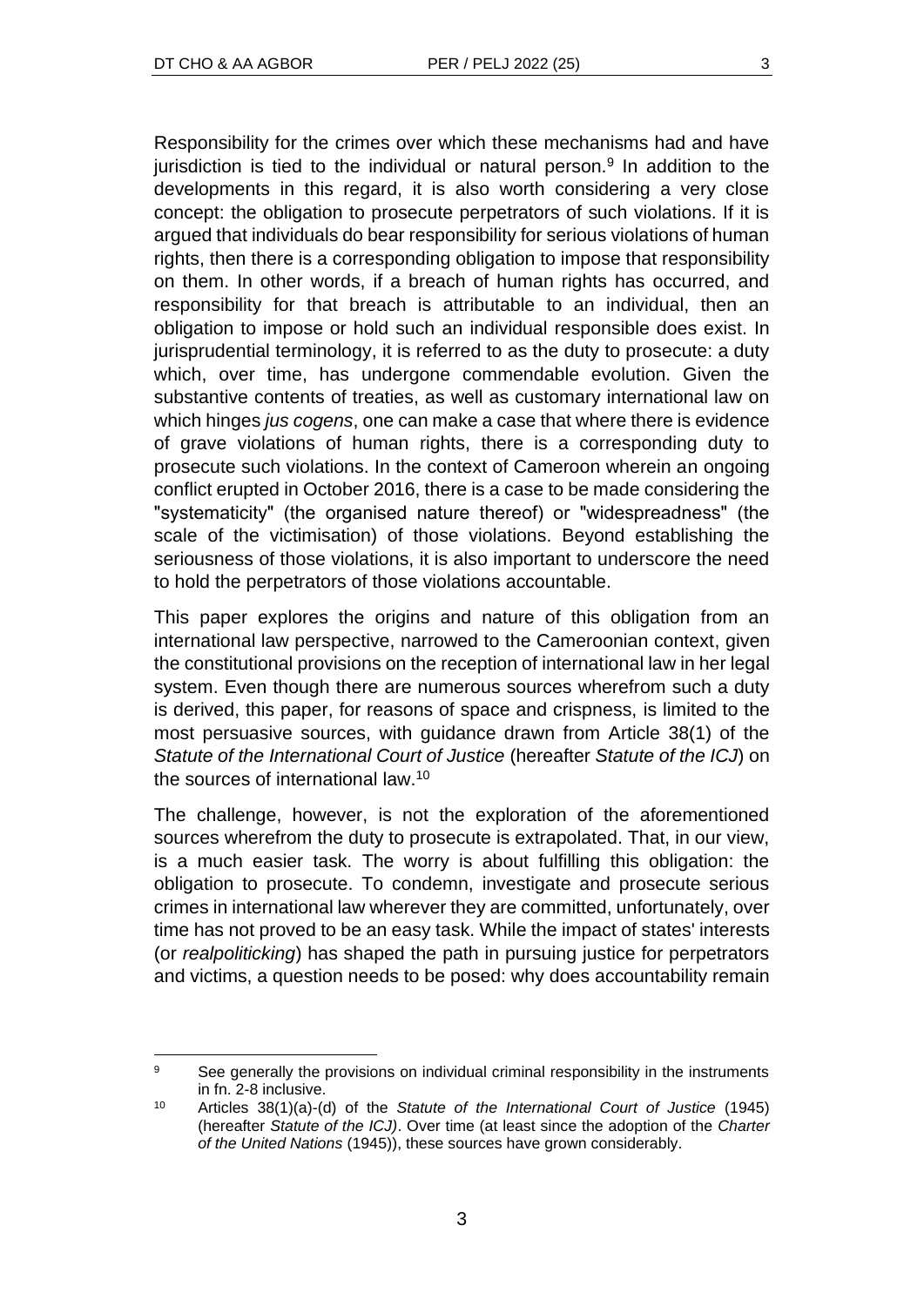Responsibility for the crimes over which these mechanisms had and have jurisdiction is tied to the individual or natural person.[9] In addition to the developments in this regard, it is also worth considering a very close concept: the obligation to prosecute perpetrators of such violations. If it is argued that individuals do bear responsibility for serious violations of human rights, then there is a corresponding obligation to impose that responsibility on them. In other words, if a breach of human rights has occurred, and responsibility for that breach is attributable to an individual, then an obligation to impose or hold such an individual responsible does exist. In jurisprudential terminology, it is referred to as the duty to prosecute: a duty which, over time, has undergone commendable evolution. Given the substantive contents of treaties, as well as customary international law on which hinges *jus cogens*, one can make a case that where there is evidence of grave violations of human rights, there is a corresponding duty to prosecute such violations. In the context of Cameroon wherein an ongoing conflict erupted in October 2016, there is a case to be made considering the "systematicity" (the organised nature thereof) or "widespreadness" (the scale of the victimisation) of those violations. Beyond establishing the seriousness of those violations, it is also important to underscore the need to hold the perpetrators of those violations accountable.

This paper explores the origins and nature of this obligation from an international law perspective, narrowed to the Cameroonian context, given the constitutional provisions on the reception of international law in her legal system. Even though there are numerous sources wherefrom such a duty is derived, this paper, for reasons of space and crispness, is limited to the most persuasive sources, with guidance drawn from Article 38(1) of the *Statute of the International Court of Justice* (hereafter *Statute of the ICJ*) on the sources of international law.[10]

The challenge, however, is not the exploration of the aforementioned sources wherefrom the duty to prosecute is extrapolated. That, in our view, is a much easier task. The worry is about fulfilling this obligation: the obligation to prosecute. To condemn, investigate and prosecute serious crimes in international law wherever they are committed, unfortunately, over time has not proved to be an easy task. While the impact of states' interests (or *realpoliticking*) has shaped the path in pursuing justice for perpetrators and victims, a question needs to be posed: why does accountability remain

---

[9] See generally the provisions on individual criminal responsibility in the instruments in fn. 2-8 inclusive.

[10] Articles 38(1)(a)-(d) of the *Statute of the International Court of Justice* (1945) (hereafter *Statute of the ICJ)*. Over time (at least since the adoption of the *Charter of the United Nations* (1945)), these sources have grown considerably.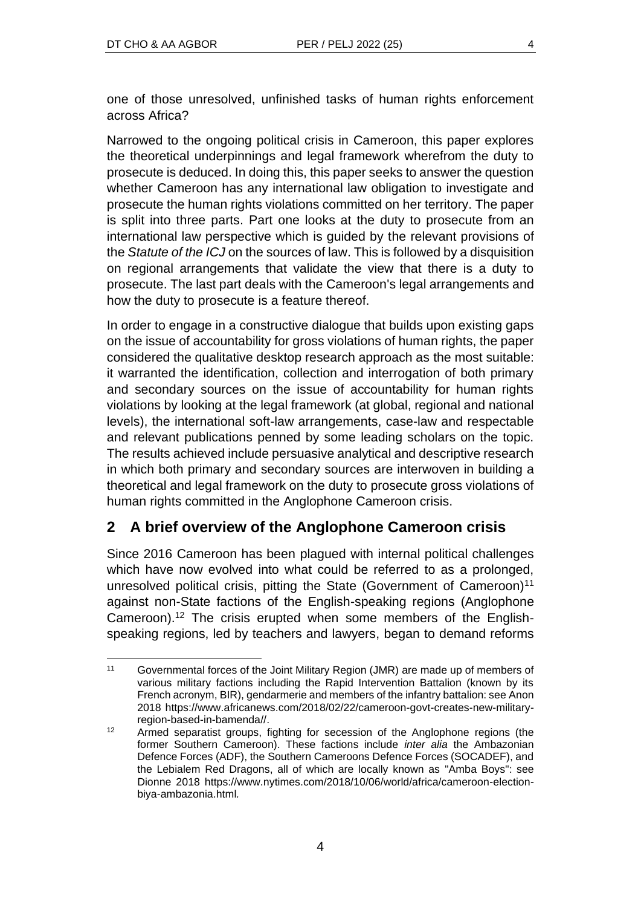one of those unresolved, unfinished tasks of human rights enforcement across Africa?

Narrowed to the ongoing political crisis in Cameroon, this paper explores the theoretical underpinnings and legal framework wherefrom the duty to prosecute is deduced. In doing this, this paper seeks to answer the question whether Cameroon has any international law obligation to investigate and prosecute the human rights violations committed on her territory. The paper is split into three parts. Part one looks at the duty to prosecute from an international law perspective which is guided by the relevant provisions of the *Statute of the ICJ* on the sources of law. This is followed by a disquisition on regional arrangements that validate the view that there is a duty to prosecute. The last part deals with the Cameroon's legal arrangements and how the duty to prosecute is a feature thereof.

In order to engage in a constructive dialogue that builds upon existing gaps on the issue of accountability for gross violations of human rights, the paper considered the qualitative desktop research approach as the most suitable: it warranted the identification, collection and interrogation of both primary and secondary sources on the issue of accountability for human rights violations by looking at the legal framework (at global, regional and national levels), the international soft-law arrangements, case-law and respectable and relevant publications penned by some leading scholars on the topic. The results achieved include persuasive analytical and descriptive research in which both primary and secondary sources are interwoven in building a theoretical and legal framework on the duty to prosecute gross violations of human rights committed in the Anglophone Cameroon crisis.

## 2 A brief overview of the Anglophone Cameroon crisis

Since 2016 Cameroon has been plagued with internal political challenges which have now evolved into what could be referred to as a prolonged, unresolved political crisis, pitting the State (Government of Cameroon)[11] against non-State factions of the English-speaking regions (Anglophone Cameroon).[12] The crisis erupted when some members of the English-speaking regions, led by teachers and lawyers, began to demand reforms

---

[11] Governmental forces of the Joint Military Region (JMR) are made up of members of various military factions including the Rapid Intervention Battalion (known by its French acronym, BIR), gendarmerie and members of the infantry battalion: see Anon 2018 https://www.africanews.com/2018/02/22/cameroon-govt-creates-new-military-region-based-in-bamenda//.

[12] Armed separatist groups, fighting for secession of the Anglophone regions (the former Southern Cameroon). These factions include *inter alia* the Ambazonian Defence Forces (ADF), the Southern Cameroons Defence Forces (SOCADEF), and the Lebialem Red Dragons, all of which are locally known as "Amba Boys": see Dionne 2018 https://www.nytimes.com/2018/10/06/world/africa/cameroon-election-biya-ambazonia.html.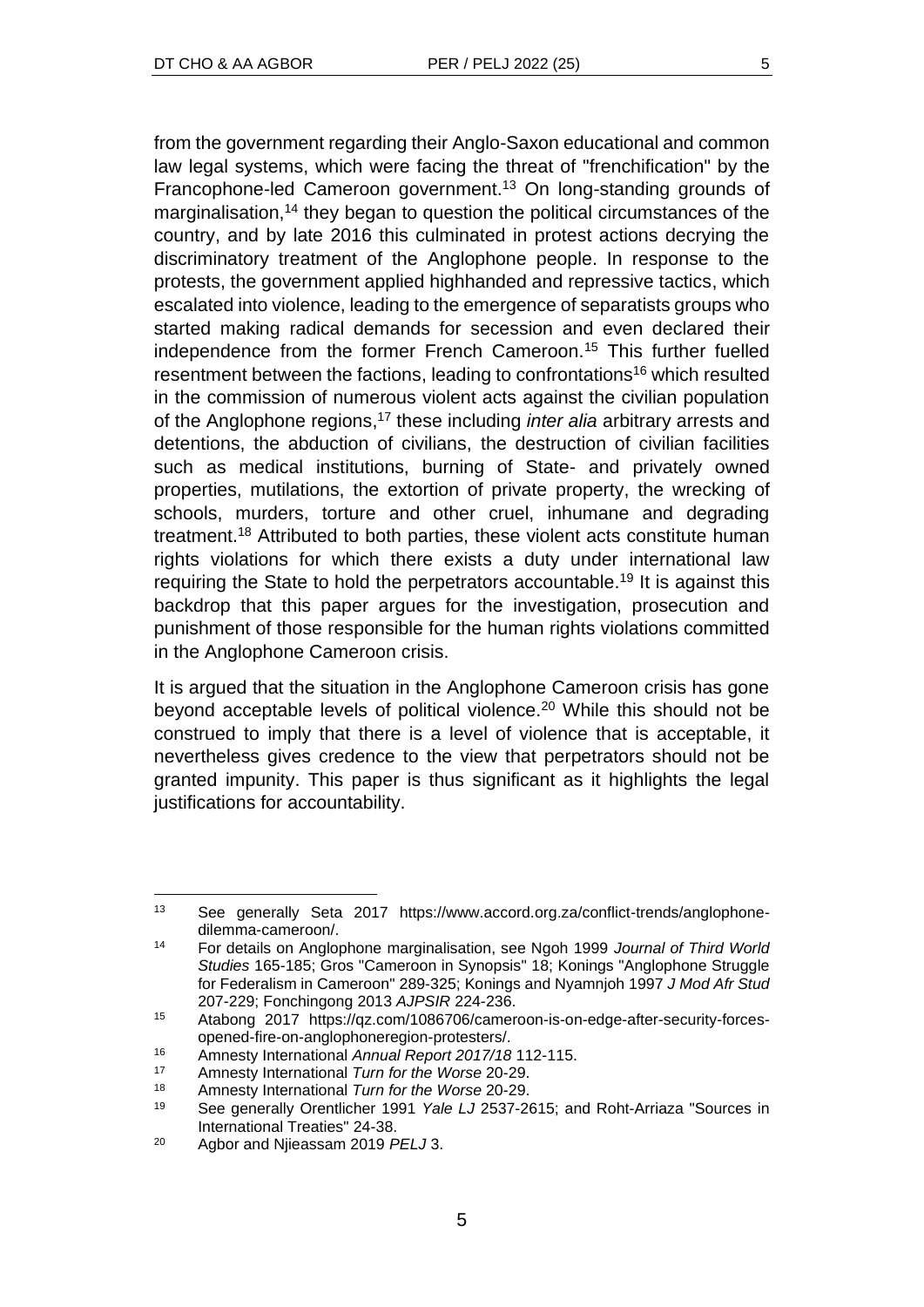from the government regarding their Anglo-Saxon educational and common law legal systems, which were facing the threat of "frenchification" by the Francophone-led Cameroon government.[13] On long-standing grounds of marginalisation,[14] they began to question the political circumstances of the country, and by late 2016 this culminated in protest actions decrying the discriminatory treatment of the Anglophone people. In response to the protests, the government applied highhanded and repressive tactics, which escalated into violence, leading to the emergence of separatists groups who started making radical demands for secession and even declared their independence from the former French Cameroon.[15] This further fuelled resentment between the factions, leading to confrontations[16] which resulted in the commission of numerous violent acts against the civilian population of the Anglophone regions,[17] these including *inter alia* arbitrary arrests and detentions, the abduction of civilians, the destruction of civilian facilities such as medical institutions, burning of State- and privately owned properties, mutilations, the extortion of private property, the wrecking of schools, murders, torture and other cruel, inhumane and degrading treatment.[18] Attributed to both parties, these violent acts constitute human rights violations for which there exists a duty under international law requiring the State to hold the perpetrators accountable.[19] It is against this backdrop that this paper argues for the investigation, prosecution and punishment of those responsible for the human rights violations committed in the Anglophone Cameroon crisis.

It is argued that the situation in the Anglophone Cameroon crisis has gone beyond acceptable levels of political violence.[20] While this should not be construed to imply that there is a level of violence that is acceptable, it nevertheless gives credence to the view that perpetrators should not be granted impunity. This paper is thus significant as it highlights the legal justifications for accountability.

---

13 See generally Seta 2017 https://www.accord.org.za/conflict-trends/anglophone-dilemma-cameroon/.

14 For details on Anglophone marginalisation, see Ngoh 1999 *Journal of Third World Studies* 165-185; Gros "Cameroon in Synopsis" 18; Konings "Anglophone Struggle for Federalism in Cameroon" 289-325; Konings and Nyamnjoh 1997 *J Mod Afr Stud* 207-229; Fonchingong 2013 *AJPSIR* 224-236.

15 Atabong 2017 https://qz.com/1086706/cameroon-is-on-edge-after-security-forces-opened-fire-on-anglophoneregion-protesters/.

16 Amnesty International *Annual Report 2017/18* 112-115.

17 Amnesty International *Turn for the Worse* 20-29.

18 Amnesty International *Turn for the Worse* 20-29.

19 See generally Orentlicher 1991 *Yale LJ* 2537-2615; and Roht-Arriaza "Sources in International Treaties" 24-38.

20 Agbor and Njieassam 2019 *PELJ* 3.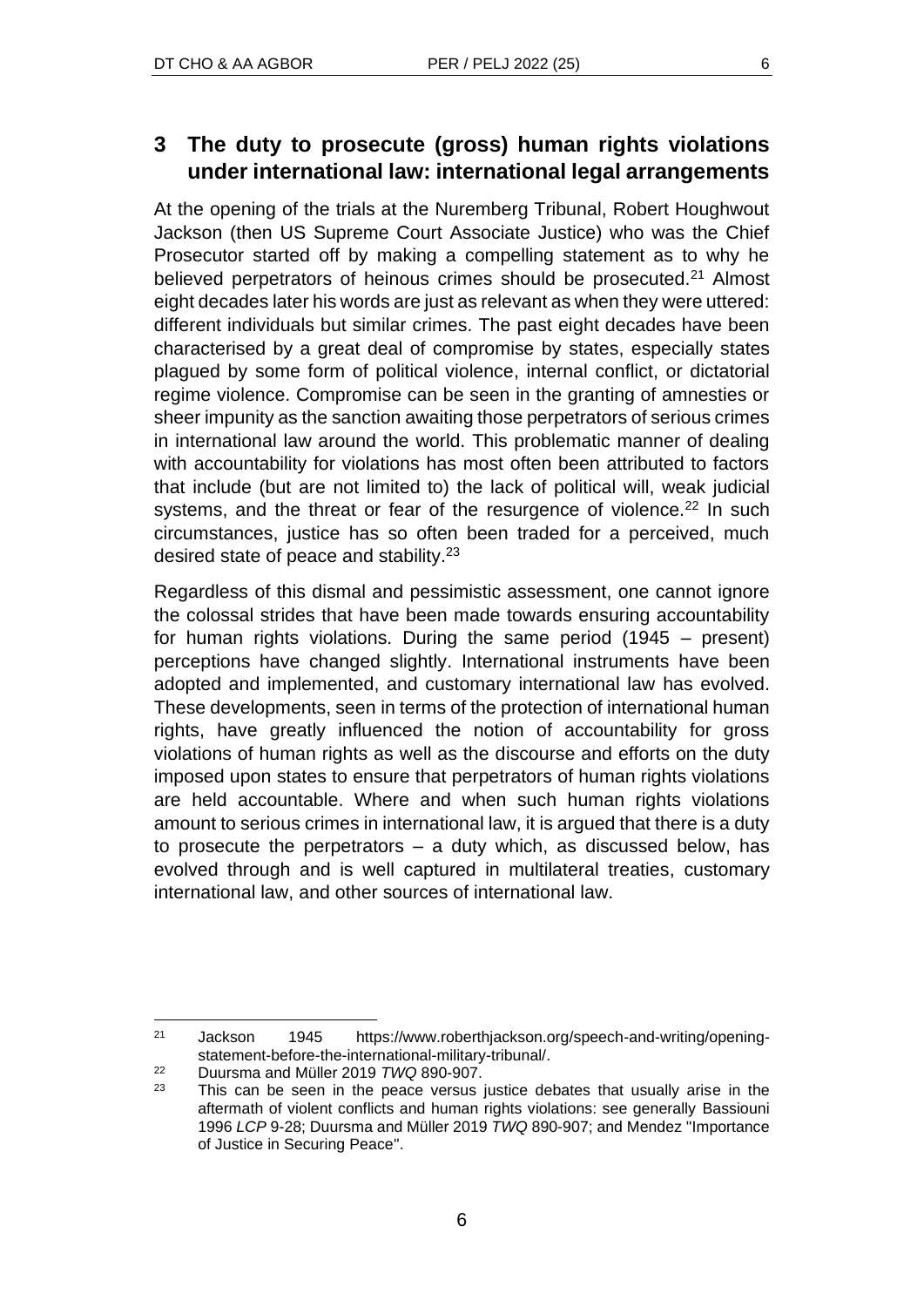## 3 The duty to prosecute (gross) human rights violations under international law: international legal arrangements

At the opening of the trials at the Nuremberg Tribunal, Robert Houghwout Jackson (then US Supreme Court Associate Justice) who was the Chief Prosecutor started off by making a compelling statement as to why he believed perpetrators of heinous crimes should be prosecuted.[21] Almost eight decades later his words are just as relevant as when they were uttered: different individuals but similar crimes. The past eight decades have been characterised by a great deal of compromise by states, especially states plagued by some form of political violence, internal conflict, or dictatorial regime violence. Compromise can be seen in the granting of amnesties or sheer impunity as the sanction awaiting those perpetrators of serious crimes in international law around the world. This problematic manner of dealing with accountability for violations has most often been attributed to factors that include (but are not limited to) the lack of political will, weak judicial systems, and the threat or fear of the resurgence of violence.[22] In such circumstances, justice has so often been traded for a perceived, much desired state of peace and stability.[23]

Regardless of this dismal and pessimistic assessment, one cannot ignore the colossal strides that have been made towards ensuring accountability for human rights violations. During the same period (1945 – present) perceptions have changed slightly. International instruments have been adopted and implemented, and customary international law has evolved. These developments, seen in terms of the protection of international human rights, have greatly influenced the notion of accountability for gross violations of human rights as well as the discourse and efforts on the duty imposed upon states to ensure that perpetrators of human rights violations are held accountable. Where and when such human rights violations amount to serious crimes in international law, it is argued that there is a duty to prosecute the perpetrators – a duty which, as discussed below, has evolved through and is well captured in multilateral treaties, customary international law, and other sources of international law.

---

[21] Jackson 1945 https://www.roberthjackson.org/speech-and-writing/opening-statement-before-the-international-military-tribunal/.

[22] Duursma and Müller 2019 *TWQ* 890-907.

[23] This can be seen in the peace versus justice debates that usually arise in the aftermath of violent conflicts and human rights violations: see generally Bassiouni 1996 *LCP* 9-28; Duursma and Müller 2019 *TWQ* 890-907; and Mendez "Importance of Justice in Securing Peace".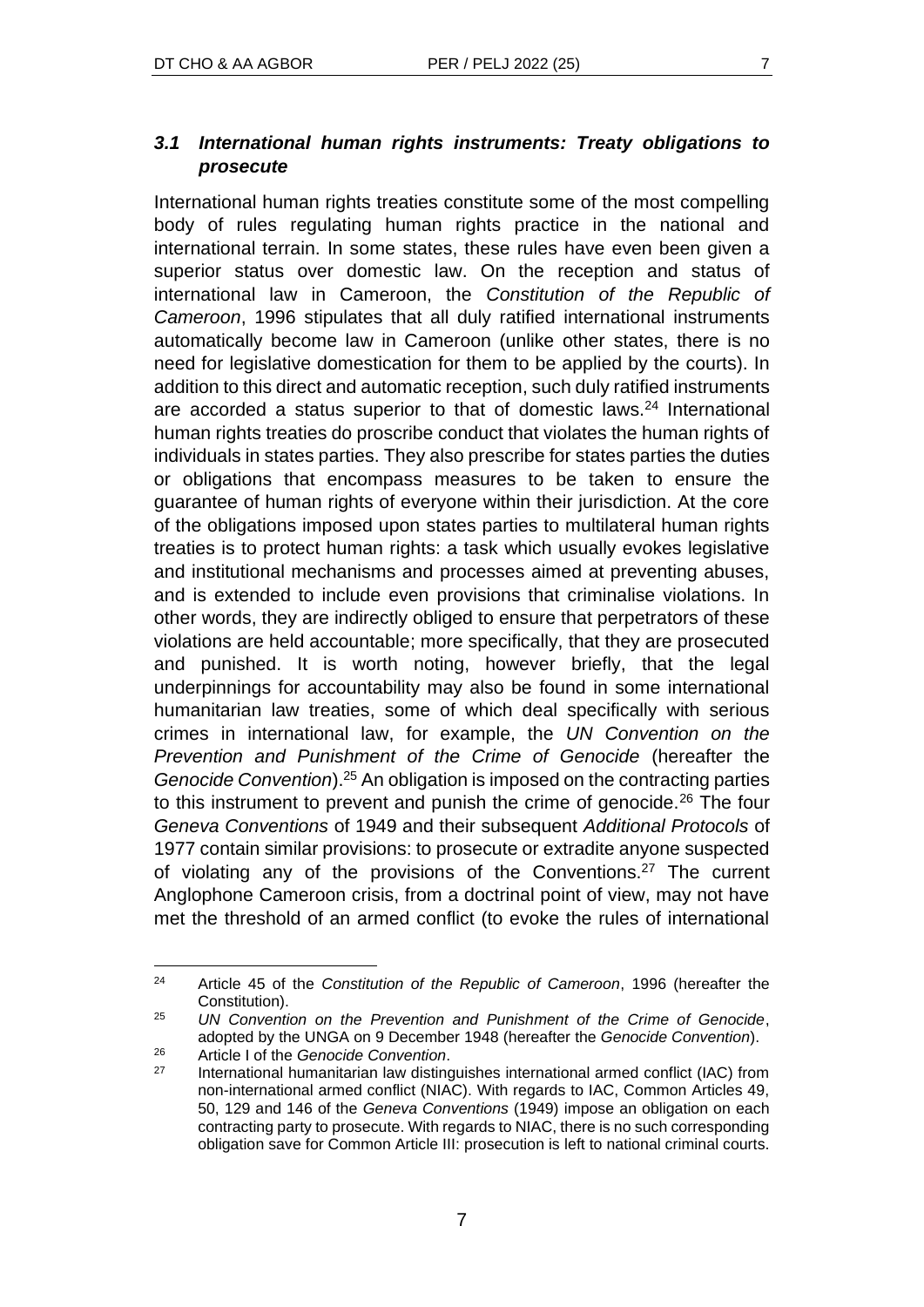### *3.1 International human rights instruments: Treaty obligations to prosecute*

International human rights treaties constitute some of the most compelling body of rules regulating human rights practice in the national and international terrain. In some states, these rules have even been given a superior status over domestic law. On the reception and status of international law in Cameroon, the *Constitution of the Republic of Cameroon*, 1996 stipulates that all duly ratified international instruments automatically become law in Cameroon (unlike other states, there is no need for legislative domestication for them to be applied by the courts). In addition to this direct and automatic reception, such duly ratified instruments are accorded a status superior to that of domestic laws.[24] International human rights treaties do proscribe conduct that violates the human rights of individuals in states parties. They also prescribe for states parties the duties or obligations that encompass measures to be taken to ensure the guarantee of human rights of everyone within their jurisdiction. At the core of the obligations imposed upon states parties to multilateral human rights treaties is to protect human rights: a task which usually evokes legislative and institutional mechanisms and processes aimed at preventing abuses, and is extended to include even provisions that criminalise violations. In other words, they are indirectly obliged to ensure that perpetrators of these violations are held accountable; more specifically, that they are prosecuted and punished. It is worth noting, however briefly, that the legal underpinnings for accountability may also be found in some international humanitarian law treaties, some of which deal specifically with serious crimes in international law, for example, the *UN Convention on the Prevention and Punishment of the Crime of Genocide* (hereafter the *Genocide Convention*).[25] An obligation is imposed on the contracting parties to this instrument to prevent and punish the crime of genocide.[26] The four *Geneva Conventions* of 1949 and their subsequent *Additional Protocols* of 1977 contain similar provisions: to prosecute or extradite anyone suspected of violating any of the provisions of the Conventions.[27] The current Anglophone Cameroon crisis, from a doctrinal point of view, may not have met the threshold of an armed conflict (to evoke the rules of international

---

[24] Article 45 of the *Constitution of the Republic of Cameroon*, 1996 (hereafter the Constitution).

[25] *UN Convention on the Prevention and Punishment of the Crime of Genocide*, adopted by the UNGA on 9 December 1948 (hereafter the *Genocide Convention*).

[26] Article I of the *Genocide Convention*.

[27] International humanitarian law distinguishes international armed conflict (IAC) from non-international armed conflict (NIAC). With regards to IAC, Common Articles 49, 50, 129 and 146 of the *Geneva Conventions* (1949) impose an obligation on each contracting party to prosecute. With regards to NIAC, there is no such corresponding obligation save for Common Article III: prosecution is left to national criminal courts.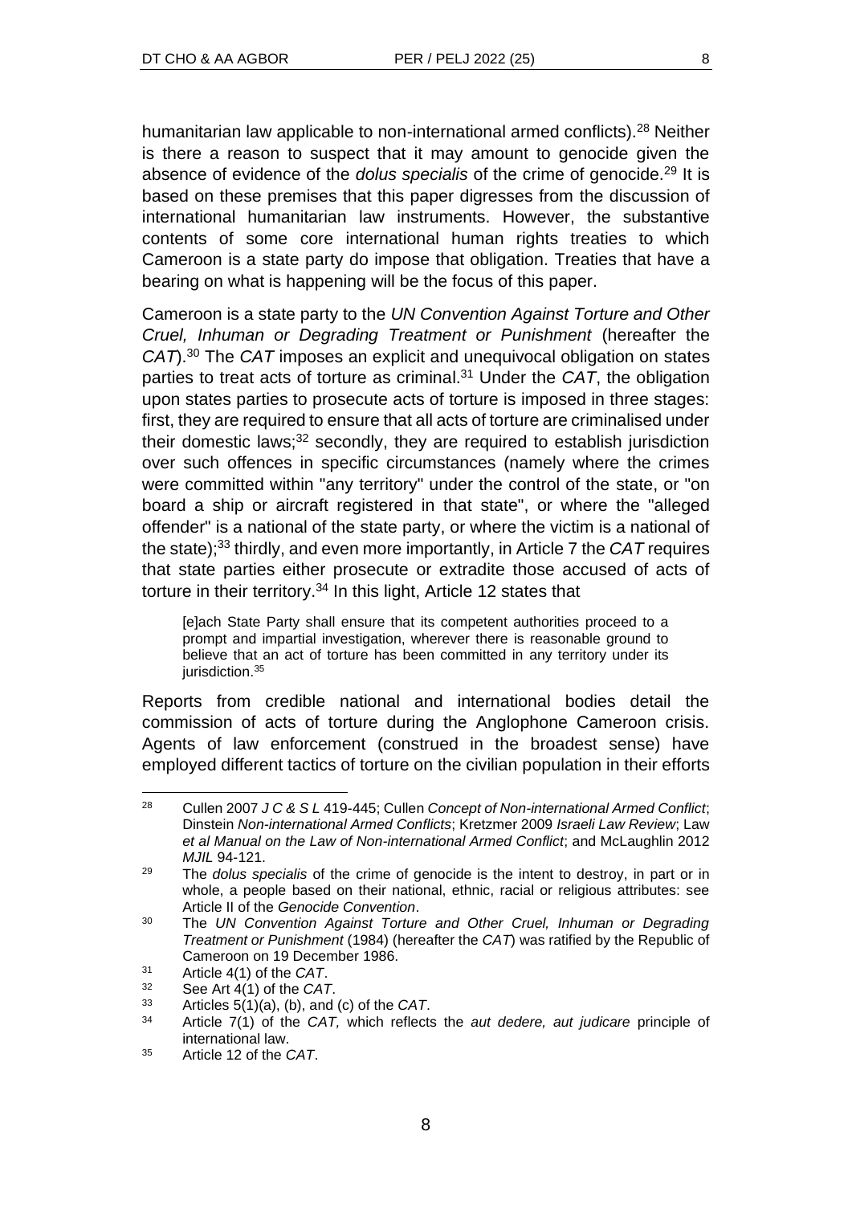humanitarian law applicable to non-international armed conflicts).[28] Neither is there a reason to suspect that it may amount to genocide given the absence of evidence of the *dolus specialis* of the crime of genocide.[29] It is based on these premises that this paper digresses from the discussion of international humanitarian law instruments. However, the substantive contents of some core international human rights treaties to which Cameroon is a state party do impose that obligation. Treaties that have a bearing on what is happening will be the focus of this paper.

Cameroon is a state party to the *UN Convention Against Torture and Other Cruel, Inhuman or Degrading Treatment or Punishment* (hereafter the *CAT*).[30] The *CAT* imposes an explicit and unequivocal obligation on states parties to treat acts of torture as criminal.[31] Under the *CAT*, the obligation upon states parties to prosecute acts of torture is imposed in three stages: first, they are required to ensure that all acts of torture are criminalised under their domestic laws;[32] secondly, they are required to establish jurisdiction over such offences in specific circumstances (namely where the crimes were committed within "any territory" under the control of the state, or "on board a ship or aircraft registered in that state", or where the "alleged offender" is a national of the state party, or where the victim is a national of the state);[33] thirdly, and even more importantly, in Article 7 the *CAT* requires that state parties either prosecute or extradite those accused of acts of torture in their territory.[34] In this light, Article 12 states that

> [e]ach State Party shall ensure that its competent authorities proceed to a prompt and impartial investigation, wherever there is reasonable ground to believe that an act of torture has been committed in any territory under its jurisdiction.[35]

Reports from credible national and international bodies detail the commission of acts of torture during the Anglophone Cameroon crisis. Agents of law enforcement (construed in the broadest sense) have employed different tactics of torture on the civilian population in their efforts

---

28 Cullen 2007 *J C & S L* 419-445; Cullen *Concept of Non-international Armed Conflict*; Dinstein *Non-international Armed Conflicts*; Kretzmer 2009 *Israeli Law Review*; Law *et al Manual on the Law of Non-international Armed Conflict*; and McLaughlin 2012 *MJIL* 94-121.

29 The *dolus specialis* of the crime of genocide is the intent to destroy, in part or in whole, a people based on their national, ethnic, racial or religious attributes: see Article II of the *Genocide Convention*.

30 The *UN Convention Against Torture and Other Cruel, Inhuman or Degrading Treatment or Punishment* (1984) (hereafter the *CAT*) was ratified by the Republic of Cameroon on 19 December 1986.

31 Article 4(1) of the *CAT*.

32 See Art 4(1) of the *CAT*.

33 Articles 5(1)(a), (b), and (c) of the *CAT*.

34 Article 7(1) of the *CAT,* which reflects the *aut dedere, aut judicare* principle of international law.

35 Article 12 of the *CAT*.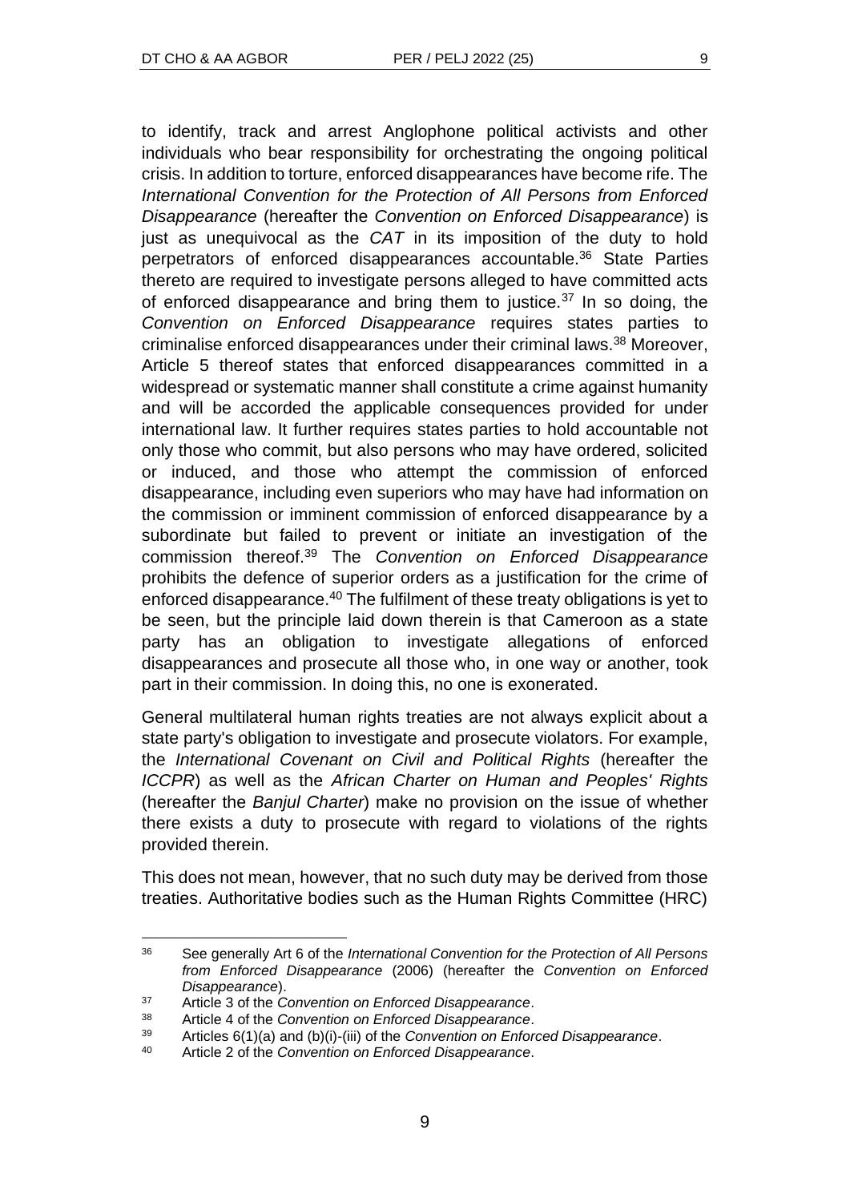to identify, track and arrest Anglophone political activists and other individuals who bear responsibility for orchestrating the ongoing political crisis. In addition to torture, enforced disappearances have become rife. The *International Convention for the Protection of All Persons from Enforced Disappearance* (hereafter the *Convention on Enforced Disappearance*) is just as unequivocal as the *CAT* in its imposition of the duty to hold perpetrators of enforced disappearances accountable.[36] State Parties thereto are required to investigate persons alleged to have committed acts of enforced disappearance and bring them to justice.[37] In so doing, the *Convention on Enforced Disappearance* requires states parties to criminalise enforced disappearances under their criminal laws.[38] Moreover, Article 5 thereof states that enforced disappearances committed in a widespread or systematic manner shall constitute a crime against humanity and will be accorded the applicable consequences provided for under international law. It further requires states parties to hold accountable not only those who commit, but also persons who may have ordered, solicited or induced, and those who attempt the commission of enforced disappearance, including even superiors who may have had information on the commission or imminent commission of enforced disappearance by a subordinate but failed to prevent or initiate an investigation of the commission thereof.[39] The *Convention on Enforced Disappearance* prohibits the defence of superior orders as a justification for the crime of enforced disappearance.[40] The fulfilment of these treaty obligations is yet to be seen, but the principle laid down therein is that Cameroon as a state party has an obligation to investigate allegations of enforced disappearances and prosecute all those who, in one way or another, took part in their commission. In doing this, no one is exonerated.

General multilateral human rights treaties are not always explicit about a state party's obligation to investigate and prosecute violators. For example, the *International Covenant on Civil and Political Rights* (hereafter the *ICCPR*) as well as the *African Charter on Human and Peoples' Rights* (hereafter the *Banjul Charter*) make no provision on the issue of whether there exists a duty to prosecute with regard to violations of the rights provided therein.

This does not mean, however, that no such duty may be derived from those treaties. Authoritative bodies such as the Human Rights Committee (HRC)

---

[36] See generally Art 6 of the *International Convention for the Protection of All Persons from Enforced Disappearance* (2006) (hereafter the *Convention on Enforced Disappearance*).

[37] Article 3 of the *Convention on Enforced Disappearance*.

[38] Article 4 of the *Convention on Enforced Disappearance*.

[39] Articles 6(1)(a) and (b)(i)-(iii) of the *Convention on Enforced Disappearance*.

[40] Article 2 of the *Convention on Enforced Disappearance*.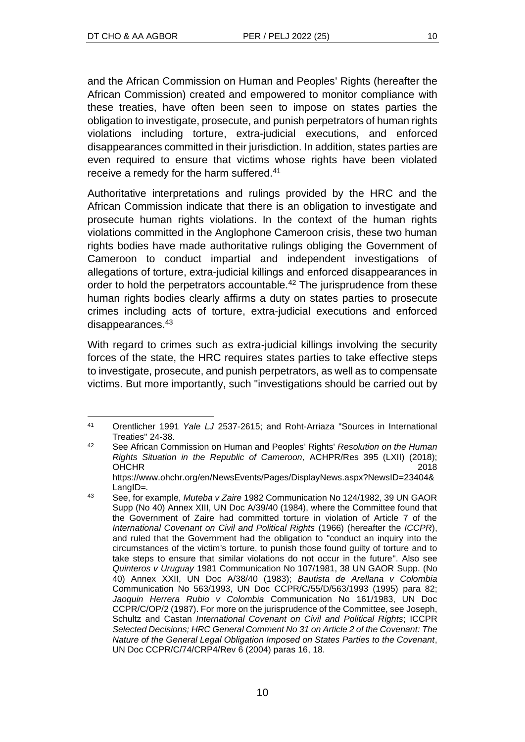and the African Commission on Human and Peoples' Rights (hereafter the African Commission) created and empowered to monitor compliance with these treaties, have often been seen to impose on states parties the obligation to investigate, prosecute, and punish perpetrators of human rights violations including torture, extra-judicial executions, and enforced disappearances committed in their jurisdiction. In addition, states parties are even required to ensure that victims whose rights have been violated receive a remedy for the harm suffered.[41]

Authoritative interpretations and rulings provided by the HRC and the African Commission indicate that there is an obligation to investigate and prosecute human rights violations. In the context of the human rights violations committed in the Anglophone Cameroon crisis, these two human rights bodies have made authoritative rulings obliging the Government of Cameroon to conduct impartial and independent investigations of allegations of torture, extra-judicial killings and enforced disappearances in order to hold the perpetrators accountable.[42] The jurisprudence from these human rights bodies clearly affirms a duty on states parties to prosecute crimes including acts of torture, extra-judicial executions and enforced disappearances.[43]

With regard to crimes such as extra-judicial killings involving the security forces of the state, the HRC requires states parties to take effective steps to investigate, prosecute, and punish perpetrators, as well as to compensate victims. But more importantly, such "investigations should be carried out by

---

41 Orentlicher 1991 *Yale LJ* 2537-2615; and Roht-Arriaza "Sources in International Treaties" 24-38.

42 See African Commission on Human and Peoples' Rights' *Resolution on the Human Rights Situation in the Republic of Cameroon,* ACHPR/Res 395 (LXII) (2018); OHCHR 2018 https://www.ohchr.org/en/NewsEvents/Pages/DisplayNews.aspx?NewsID=23404&LangID=.

43 See, for example, *Muteba v Zaire* 1982 Communication No 124/1982, 39 UN GAOR Supp (No 40) Annex XIII, UN Doc A/39/40 (1984), where the Committee found that the Government of Zaire had committed torture in violation of Article 7 of the *International Covenant on Civil and Political Rights* (1966) (hereafter the *ICCPR*), and ruled that the Government had the obligation to "conduct an inquiry into the circumstances of the victim's torture, to punish those found guilty of torture and to take steps to ensure that similar violations do not occur in the future". Also see *Quinteros v Uruguay* 1981 Communication No 107/1981, 38 UN GAOR Supp. (No 40) Annex XXII, UN Doc A/38/40 (1983); *Bautista de Arellana v Colombia* Communication No 563/1993, UN Doc CCPR/C/55/D/563/1993 (1995) para 82; *Jaoquin Herrera Rubio v Colombia* Communication No 161/1983, UN Doc CCPR/C/OP/2 (1987). For more on the jurisprudence of the Committee, see Joseph, Schultz and Castan *International Covenant on Civil and Political Rights*; ICCPR *Selected Decisions; HRC General Comment No 31 on Article 2 of the Covenant: The Nature of the General Legal Obligation Imposed on States Parties to the Covenant*, UN Doc CCPR/C/74/CRP4/Rev 6 (2004) paras 16, 18.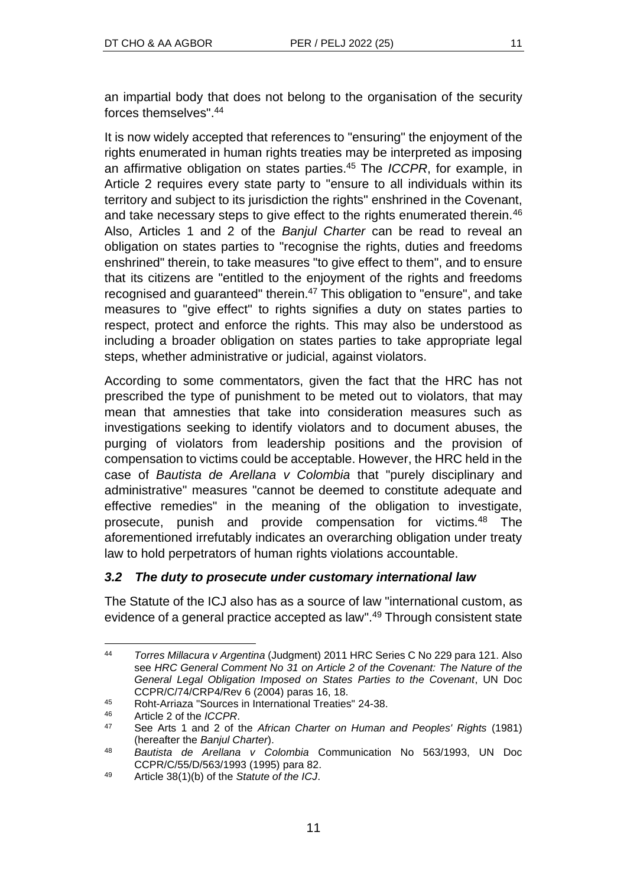an impartial body that does not belong to the organisation of the security forces themselves".[44]

It is now widely accepted that references to "ensuring" the enjoyment of the rights enumerated in human rights treaties may be interpreted as imposing an affirmative obligation on states parties.[45] The *ICCPR*, for example, in Article 2 requires every state party to "ensure to all individuals within its territory and subject to its jurisdiction the rights" enshrined in the Covenant, and take necessary steps to give effect to the rights enumerated therein.[46] Also, Articles 1 and 2 of the *Banjul Charter* can be read to reveal an obligation on states parties to "recognise the rights, duties and freedoms enshrined" therein, to take measures "to give effect to them", and to ensure that its citizens are "entitled to the enjoyment of the rights and freedoms recognised and guaranteed" therein.[47] This obligation to "ensure", and take measures to "give effect" to rights signifies a duty on states parties to respect, protect and enforce the rights. This may also be understood as including a broader obligation on states parties to take appropriate legal steps, whether administrative or judicial, against violators.

According to some commentators, given the fact that the HRC has not prescribed the type of punishment to be meted out to violators, that may mean that amnesties that take into consideration measures such as investigations seeking to identify violators and to document abuses, the purging of violators from leadership positions and the provision of compensation to victims could be acceptable. However, the HRC held in the case of *Bautista de Arellana v Colombia* that "purely disciplinary and administrative" measures "cannot be deemed to constitute adequate and effective remedies" in the meaning of the obligation to investigate, prosecute, punish and provide compensation for victims.[48] The aforementioned irrefutably indicates an overarching obligation under treaty law to hold perpetrators of human rights violations accountable.

### *3.2 The duty to prosecute under customary international law*

The Statute of the ICJ also has as a source of law "international custom, as evidence of a general practice accepted as law".[49] Through consistent state

---

[44] *Torres Millacura v Argentina* (Judgment) 2011 HRC Series C No 229 para 121. Also see *HRC General Comment No 31 on Article 2 of the Covenant: The Nature of the General Legal Obligation Imposed on States Parties to the Covenant*, UN Doc CCPR/C/74/CRP4/Rev 6 (2004) paras 16, 18.

[45] Roht-Arriaza "Sources in International Treaties" 24-38.

[46] Article 2 of the *ICCPR*.

[47] See Arts 1 and 2 of the *African Charter on Human and Peoples' Rights* (1981) (hereafter the *Banjul Charter*).

[48] *Bautista de Arellana v Colombia* Communication No 563/1993, UN Doc CCPR/C/55/D/563/1993 (1995) para 82.

[49] Article 38(1)(b) of the *Statute of the ICJ*.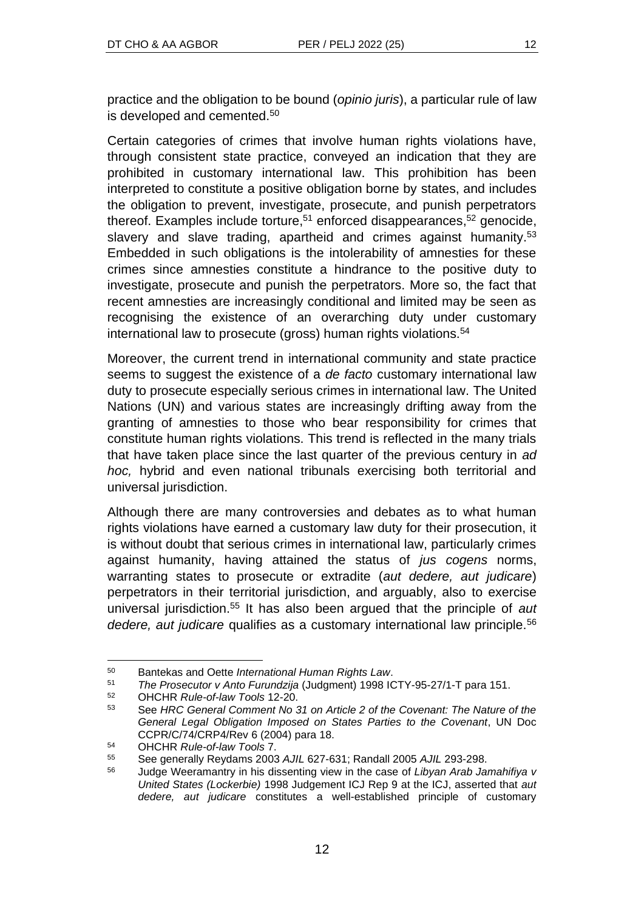practice and the obligation to be bound (*opinio juris*), a particular rule of law is developed and cemented.[50]

Certain categories of crimes that involve human rights violations have, through consistent state practice, conveyed an indication that they are prohibited in customary international law. This prohibition has been interpreted to constitute a positive obligation borne by states, and includes the obligation to prevent, investigate, prosecute, and punish perpetrators thereof. Examples include torture,[51] enforced disappearances,[52] genocide, slavery and slave trading, apartheid and crimes against humanity.[53] Embedded in such obligations is the intolerability of amnesties for these crimes since amnesties constitute a hindrance to the positive duty to investigate, prosecute and punish the perpetrators. More so, the fact that recent amnesties are increasingly conditional and limited may be seen as recognising the existence of an overarching duty under customary international law to prosecute (gross) human rights violations.[54]

Moreover, the current trend in international community and state practice seems to suggest the existence of a *de facto* customary international law duty to prosecute especially serious crimes in international law. The United Nations (UN) and various states are increasingly drifting away from the granting of amnesties to those who bear responsibility for crimes that constitute human rights violations. This trend is reflected in the many trials that have taken place since the last quarter of the previous century in *ad hoc,* hybrid and even national tribunals exercising both territorial and universal jurisdiction.

Although there are many controversies and debates as to what human rights violations have earned a customary law duty for their prosecution, it is without doubt that serious crimes in international law, particularly crimes against humanity, having attained the status of *jus cogens* norms, warranting states to prosecute or extradite (*aut dedere, aut judicare*) perpetrators in their territorial jurisdiction, and arguably, also to exercise universal jurisdiction.[55] It has also been argued that the principle of *aut dedere, aut judicare* qualifies as a customary international law principle.[56]

---

50 Bantekas and Oette *International Human Rights Law*.

51 *The Prosecutor v Anto Furundzija* (Judgment) 1998 ICTY-95-27/1-T para 151.

52 OHCHR *Rule-of-law Tools* 12-20.

53 See *HRC General Comment No 31 on Article 2 of the Covenant: The Nature of the General Legal Obligation Imposed on States Parties to the Covenant*, UN Doc CCPR/C/74/CRP4/Rev 6 (2004) para 18.

54 OHCHR *Rule-of-law Tools* 7.

55 See generally Reydams 2003 *AJIL* 627-631; Randall 2005 *AJIL* 293-298.

56 Judge Weeramantry in his dissenting view in the case of *Libyan Arab Jamahifiya v United States (Lockerbie)* 1998 Judgement ICJ Rep 9 at the ICJ, asserted that *aut dedere, aut judicare* constitutes a well-established principle of customary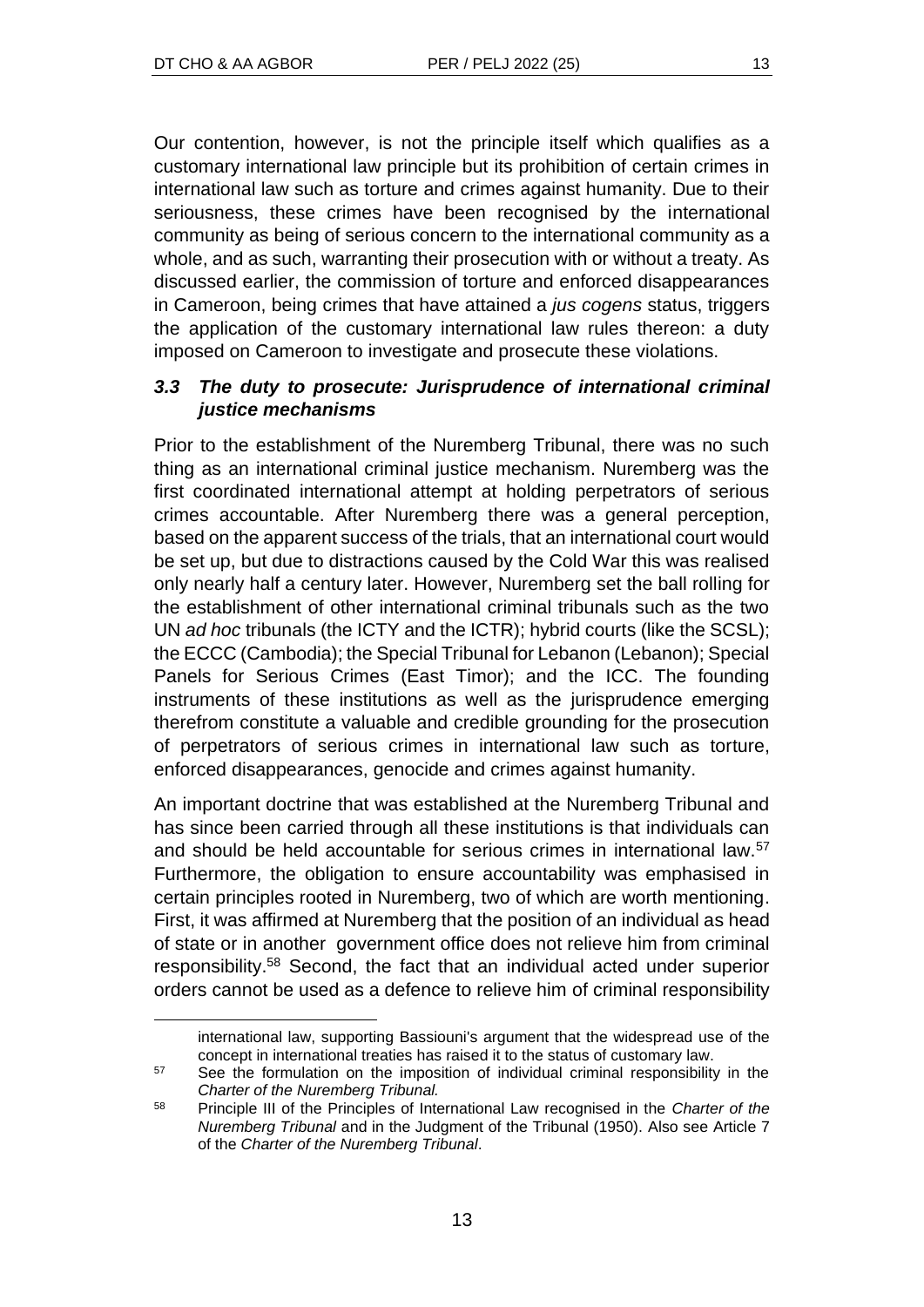Our contention, however, is not the principle itself which qualifies as a customary international law principle but its prohibition of certain crimes in international law such as torture and crimes against humanity. Due to their seriousness, these crimes have been recognised by the international community as being of serious concern to the international community as a whole, and as such, warranting their prosecution with or without a treaty. As discussed earlier, the commission of torture and enforced disappearances in Cameroon, being crimes that have attained a *jus cogens* status, triggers the application of the customary international law rules thereon: a duty imposed on Cameroon to investigate and prosecute these violations.

### *3.3 The duty to prosecute: Jurisprudence of international criminal justice mechanisms*

Prior to the establishment of the Nuremberg Tribunal, there was no such thing as an international criminal justice mechanism. Nuremberg was the first coordinated international attempt at holding perpetrators of serious crimes accountable. After Nuremberg there was a general perception, based on the apparent success of the trials, that an international court would be set up, but due to distractions caused by the Cold War this was realised only nearly half a century later. However, Nuremberg set the ball rolling for the establishment of other international criminal tribunals such as the two UN *ad hoc* tribunals (the ICTY and the ICTR); hybrid courts (like the SCSL); the ECCC (Cambodia); the Special Tribunal for Lebanon (Lebanon); Special Panels for Serious Crimes (East Timor); and the ICC. The founding instruments of these institutions as well as the jurisprudence emerging therefrom constitute a valuable and credible grounding for the prosecution of perpetrators of serious crimes in international law such as torture, enforced disappearances, genocide and crimes against humanity.

An important doctrine that was established at the Nuremberg Tribunal and has since been carried through all these institutions is that individuals can and should be held accountable for serious crimes in international law.[57] Furthermore, the obligation to ensure accountability was emphasised in certain principles rooted in Nuremberg, two of which are worth mentioning. First, it was affirmed at Nuremberg that the position of an individual as head of state or in another government office does not relieve him from criminal responsibility.[58] Second, the fact that an individual acted under superior orders cannot be used as a defence to relieve him of criminal responsibility

international law, supporting Bassiouni's argument that the widespread use of the concept in international treaties has raised it to the status of customary law.

[57] See the formulation on the imposition of individual criminal responsibility in the *Charter of the Nuremberg Tribunal.*

[58] Principle III of the Principles of International Law recognised in the *Charter of the Nuremberg Tribunal* and in the Judgment of the Tribunal (1950). Also see Article 7 of the *Charter of the Nuremberg Tribunal*.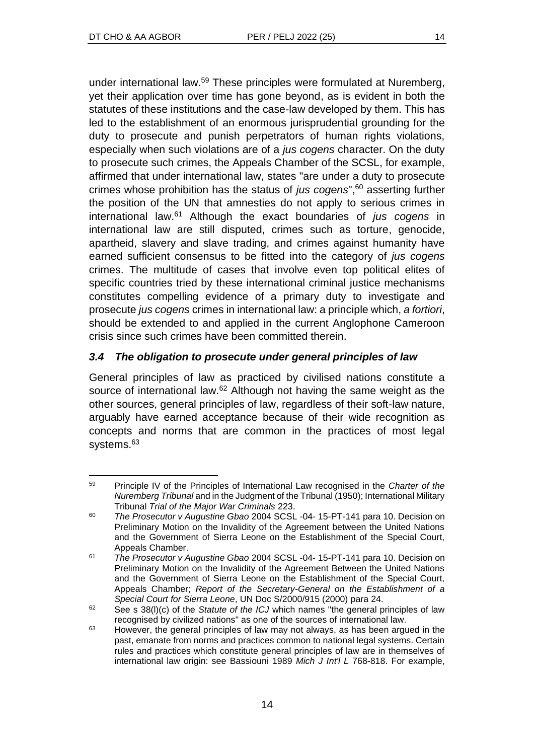under international law.[59] These principles were formulated at Nuremberg, yet their application over time has gone beyond, as is evident in both the statutes of these institutions and the case-law developed by them. This has led to the establishment of an enormous jurisprudential grounding for the duty to prosecute and punish perpetrators of human rights violations, especially when such violations are of a *jus cogens* character. On the duty to prosecute such crimes, the Appeals Chamber of the SCSL, for example, affirmed that under international law, states "are under a duty to prosecute crimes whose prohibition has the status of *jus cogens*",[60] asserting further the position of the UN that amnesties do not apply to serious crimes in international law.[61] Although the exact boundaries of *jus cogens* in international law are still disputed, crimes such as torture, genocide, apartheid, slavery and slave trading, and crimes against humanity have earned sufficient consensus to be fitted into the category of *jus cogens* crimes. The multitude of cases that involve even top political elites of specific countries tried by these international criminal justice mechanisms constitutes compelling evidence of a primary duty to investigate and prosecute *jus cogens* crimes in international law: a principle which, *a fortiori*, should be extended to and applied in the current Anglophone Cameroon crisis since such crimes have been committed therein.

### *3.4 The obligation to prosecute under general principles of law*

General principles of law as practiced by civilised nations constitute a source of international law.[62] Although not having the same weight as the other sources, general principles of law, regardless of their soft-law nature, arguably have earned acceptance because of their wide recognition as concepts and norms that are common in the practices of most legal systems.[63]

---

59 Principle IV of the Principles of International Law recognised in the *Charter of the Nuremberg Tribunal* and in the Judgment of the Tribunal (1950); International Military Tribunal *Trial of the Major War Criminals* 223.

60 *The Prosecutor v Augustine Gbao* 2004 SCSL -04- 15-PT-141 para 10. Decision on Preliminary Motion on the Invalidity of the Agreement between the United Nations and the Government of Sierra Leone on the Establishment of the Special Court, Appeals Chamber.

61 *The Prosecutor v Augustine Gbao* 2004 SCSL -04- 15-PT-141 para 10. Decision on Preliminary Motion on the Invalidity of the Agreement Between the United Nations and the Government of Sierra Leone on the Establishment of the Special Court, Appeals Chamber; *Report of the Secretary-General on the Establishment of a Special Court for Sierra Leone*, UN Doc S/2000/915 (2000) para 24.

62 See s 38(l)(c) of the *Statute of the ICJ* which names "the general principles of law recognised by civilized nations" as one of the sources of international law.

63 However, the general principles of law may not always, as has been argued in the past, emanate from norms and practices common to national legal systems. Certain rules and practices which constitute general principles of law are in themselves of international law origin: see Bassiouni 1989 *Mich J Int'l L* 768-818. For example,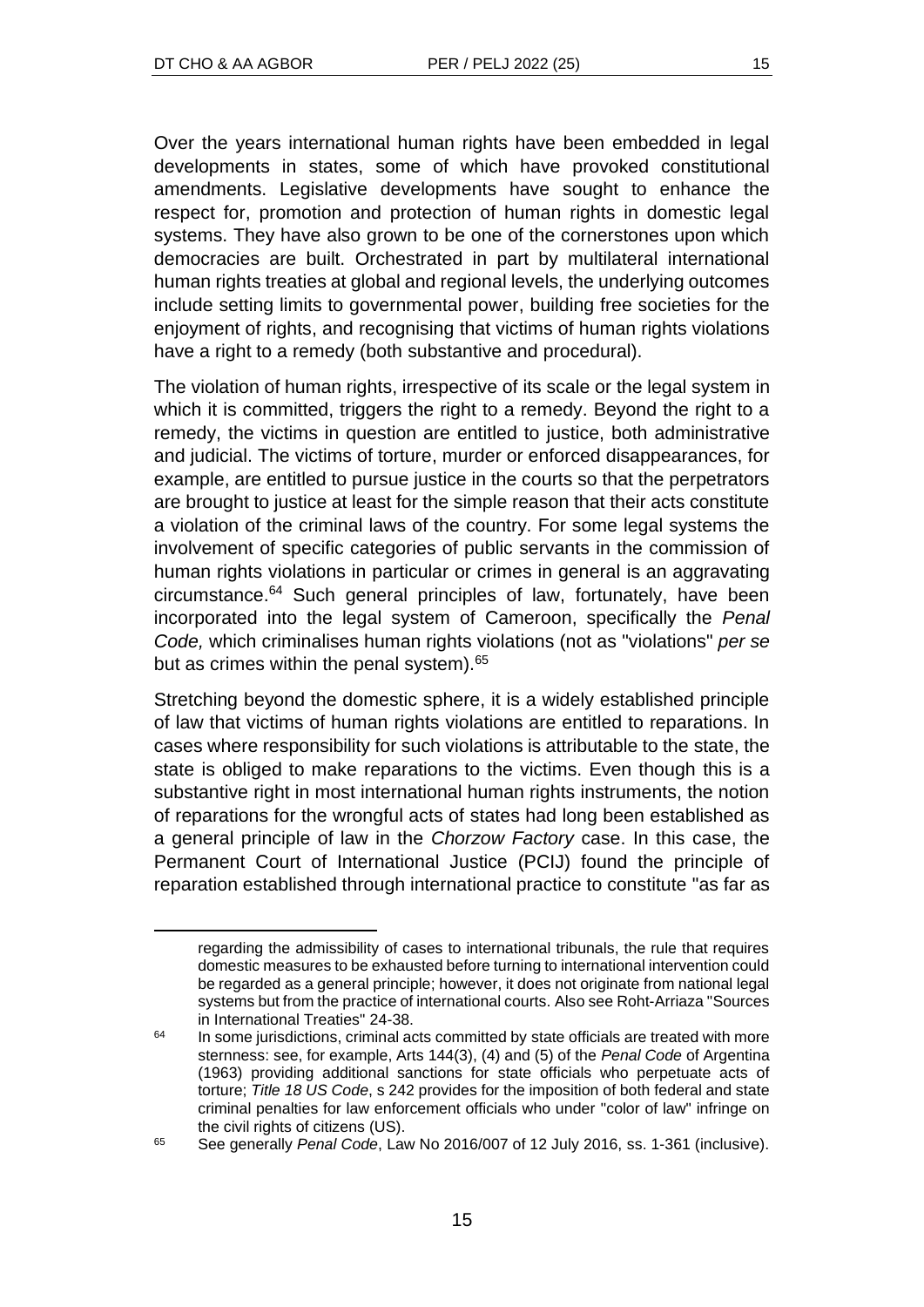Over the years international human rights have been embedded in legal developments in states, some of which have provoked constitutional amendments. Legislative developments have sought to enhance the respect for, promotion and protection of human rights in domestic legal systems. They have also grown to be one of the cornerstones upon which democracies are built. Orchestrated in part by multilateral international human rights treaties at global and regional levels, the underlying outcomes include setting limits to governmental power, building free societies for the enjoyment of rights, and recognising that victims of human rights violations have a right to a remedy (both substantive and procedural).

The violation of human rights, irrespective of its scale or the legal system in which it is committed, triggers the right to a remedy. Beyond the right to a remedy, the victims in question are entitled to justice, both administrative and judicial. The victims of torture, murder or enforced disappearances, for example, are entitled to pursue justice in the courts so that the perpetrators are brought to justice at least for the simple reason that their acts constitute a violation of the criminal laws of the country. For some legal systems the involvement of specific categories of public servants in the commission of human rights violations in particular or crimes in general is an aggravating circumstance.[64] Such general principles of law, fortunately, have been incorporated into the legal system of Cameroon, specifically the *Penal Code,* which criminalises human rights violations (not as "violations" *per se* but as crimes within the penal system).[65]

Stretching beyond the domestic sphere, it is a widely established principle of law that victims of human rights violations are entitled to reparations. In cases where responsibility for such violations is attributable to the state, the state is obliged to make reparations to the victims. Even though this is a substantive right in most international human rights instruments, the notion of reparations for the wrongful acts of states had long been established as a general principle of law in the *Chorzow Factory* case. In this case, the Permanent Court of International Justice (PCIJ) found the principle of reparation established through international practice to constitute "as far as

---

regarding the admissibility of cases to international tribunals, the rule that requires domestic measures to be exhausted before turning to international intervention could be regarded as a general principle; however, it does not originate from national legal systems but from the practice of international courts. Also see Roht-Arriaza "Sources in International Treaties" 24-38.

64 In some jurisdictions, criminal acts committed by state officials are treated with more sternness: see, for example, Arts 144(3), (4) and (5) of the *Penal Code* of Argentina (1963) providing additional sanctions for state officials who perpetuate acts of torture; *Title 18 US Code*, s 242 provides for the imposition of both federal and state criminal penalties for law enforcement officials who under "color of law" infringe on the civil rights of citizens (US).

65 See generally *Penal Code*, Law No 2016/007 of 12 July 2016, ss. 1-361 (inclusive).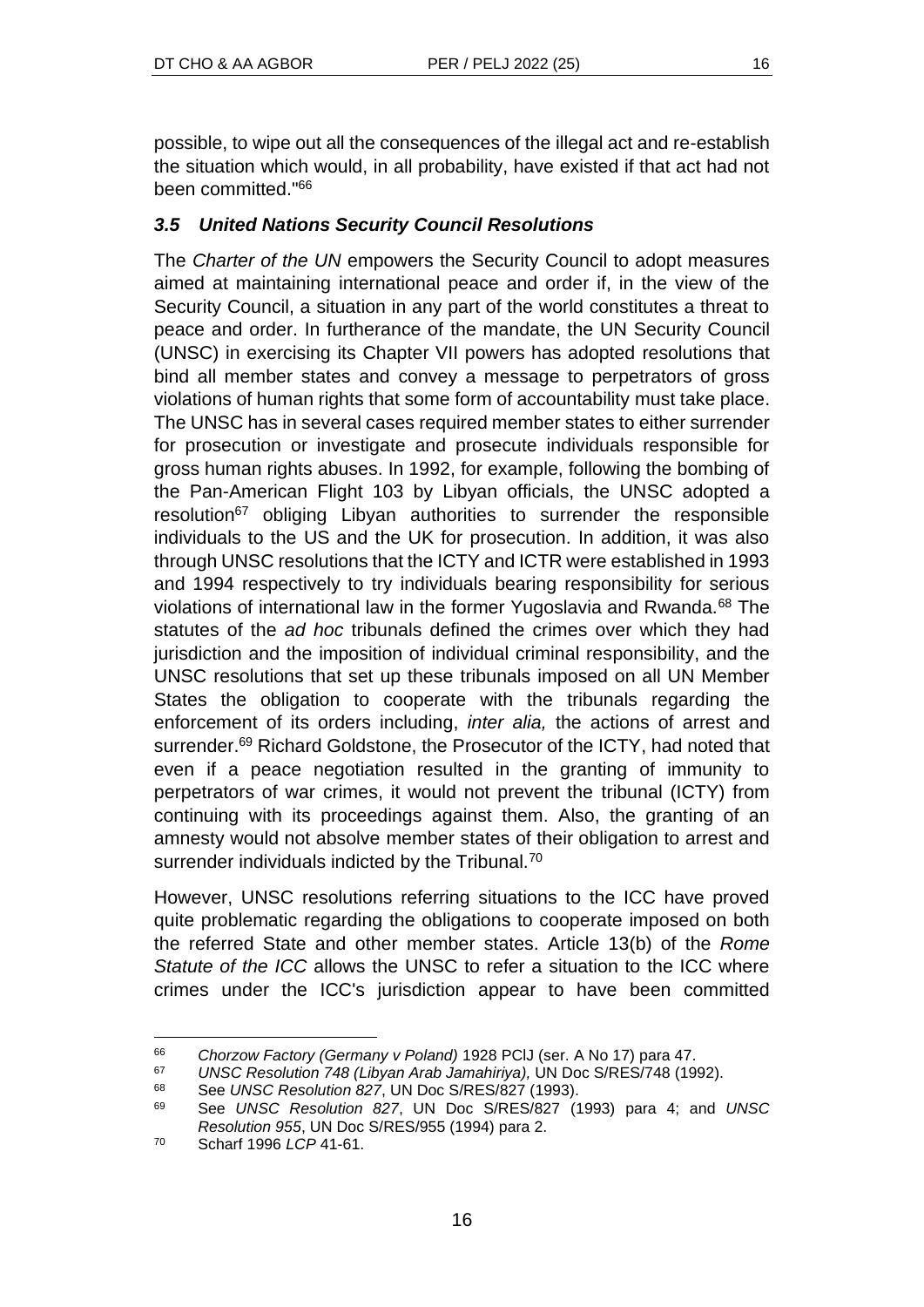possible, to wipe out all the consequences of the illegal act and re-establish the situation which would, in all probability, have existed if that act had not been committed."[66]

### *3.5 United Nations Security Council Resolutions*

The *Charter of the UN* empowers the Security Council to adopt measures aimed at maintaining international peace and order if, in the view of the Security Council, a situation in any part of the world constitutes a threat to peace and order. In furtherance of the mandate, the UN Security Council (UNSC) in exercising its Chapter VII powers has adopted resolutions that bind all member states and convey a message to perpetrators of gross violations of human rights that some form of accountability must take place. The UNSC has in several cases required member states to either surrender for prosecution or investigate and prosecute individuals responsible for gross human rights abuses. In 1992, for example, following the bombing of the Pan-American Flight 103 by Libyan officials, the UNSC adopted a resolution[67] obliging Libyan authorities to surrender the responsible individuals to the US and the UK for prosecution. In addition, it was also through UNSC resolutions that the ICTY and ICTR were established in 1993 and 1994 respectively to try individuals bearing responsibility for serious violations of international law in the former Yugoslavia and Rwanda.[68] The statutes of the *ad hoc* tribunals defined the crimes over which they had jurisdiction and the imposition of individual criminal responsibility, and the UNSC resolutions that set up these tribunals imposed on all UN Member States the obligation to cooperate with the tribunals regarding the enforcement of its orders including, *inter alia,* the actions of arrest and surrender.[69] Richard Goldstone, the Prosecutor of the ICTY, had noted that even if a peace negotiation resulted in the granting of immunity to perpetrators of war crimes, it would not prevent the tribunal (ICTY) from continuing with its proceedings against them. Also, the granting of an amnesty would not absolve member states of their obligation to arrest and surrender individuals indicted by the Tribunal.[70]

However, UNSC resolutions referring situations to the ICC have proved quite problematic regarding the obligations to cooperate imposed on both the referred State and other member states. Article 13(b) of the *Rome Statute of the ICC* allows the UNSC to refer a situation to the ICC where crimes under the ICC's jurisdiction appear to have been committed

---

[66] *Chorzow Factory (Germany v Poland)* 1928 PCIJ (ser. A No 17) para 47.

[67] *UNSC Resolution 748 (Libyan Arab Jamahiriya),* UN Doc S/RES/748 (1992).

[68] See *UNSC Resolution 827*, UN Doc S/RES/827 (1993).

[69] See *UNSC Resolution 827*, UN Doc S/RES/827 (1993) para 4; and *UNSC Resolution 955*, UN Doc S/RES/955 (1994) para 2.

[70] Scharf 1996 *LCP* 41-61.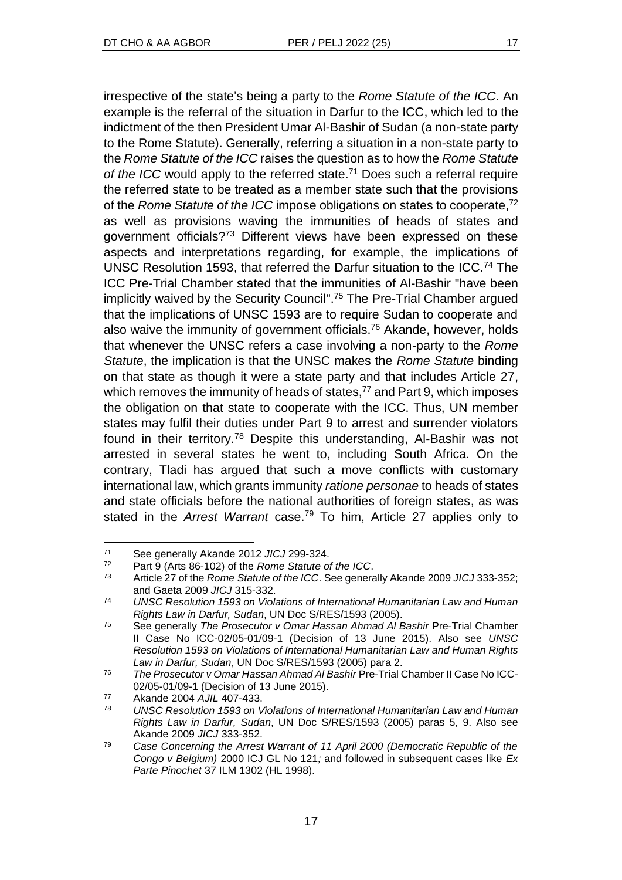irrespective of the state's being a party to the *Rome Statute of the ICC*. An example is the referral of the situation in Darfur to the ICC, which led to the indictment of the then President Umar Al-Bashir of Sudan (a non-state party to the Rome Statute). Generally, referring a situation in a non-state party to the *Rome Statute of the ICC* raises the question as to how the *Rome Statute of the ICC* would apply to the referred state.[71] Does such a referral require the referred state to be treated as a member state such that the provisions of the *Rome Statute of the ICC* impose obligations on states to cooperate,[72] as well as provisions waving the immunities of heads of states and government officials?[73] Different views have been expressed on these aspects and interpretations regarding, for example, the implications of UNSC Resolution 1593, that referred the Darfur situation to the ICC.[74] The ICC Pre-Trial Chamber stated that the immunities of Al-Bashir "have been implicitly waived by the Security Council".[75] The Pre-Trial Chamber argued that the implications of UNSC 1593 are to require Sudan to cooperate and also waive the immunity of government officials.[76] Akande, however, holds that whenever the UNSC refers a case involving a non-party to the *Rome Statute*, the implication is that the UNSC makes the *Rome Statute* binding on that state as though it were a state party and that includes Article 27, which removes the immunity of heads of states,[77] and Part 9, which imposes the obligation on that state to cooperate with the ICC. Thus, UN member states may fulfil their duties under Part 9 to arrest and surrender violators found in their territory.[78] Despite this understanding, Al-Bashir was not arrested in several states he went to, including South Africa. On the contrary, Tladi has argued that such a move conflicts with customary international law, which grants immunity *ratione personae* to heads of states and state officials before the national authorities of foreign states, as was stated in the *Arrest Warrant* case.[79] To him, Article 27 applies only to

---

[71] See generally Akande 2012 *JICJ* 299-324.

[72] Part 9 (Arts 86-102) of the *Rome Statute of the ICC*.

[73] Article 27 of the *Rome Statute of the ICC*. See generally Akande 2009 *JICJ* 333-352; and Gaeta 2009 *JICJ* 315-332.

[74] *UNSC Resolution 1593 on Violations of International Humanitarian Law and Human Rights Law in Darfur, Sudan*, UN Doc S/RES/1593 (2005).

[75] See generally *The Prosecutor v Omar Hassan Ahmad Al Bashir* Pre-Trial Chamber II Case No ICC-02/05-01/09-1 (Decision of 13 June 2015). Also see *UNSC Resolution 1593 on Violations of International Humanitarian Law and Human Rights Law in Darfur, Sudan*, UN Doc S/RES/1593 (2005) para 2.

[76] *The Prosecutor v Omar Hassan Ahmad Al Bashir* Pre-Trial Chamber II Case No ICC-02/05-01/09-1 (Decision of 13 June 2015).

[77] Akande 2004 *AJIL* 407-433.

[78] *UNSC Resolution 1593 on Violations of International Humanitarian Law and Human Rights Law in Darfur, Sudan*, UN Doc S/RES/1593 (2005) paras 5, 9. Also see Akande 2009 *JICJ* 333-352.

[79] *Case Concerning the Arrest Warrant of 11 April 2000 (Democratic Republic of the Congo v Belgium)* 2000 ICJ GL No 121*;* and followed in subsequent cases like *Ex Parte Pinochet* 37 ILM 1302 (HL 1998).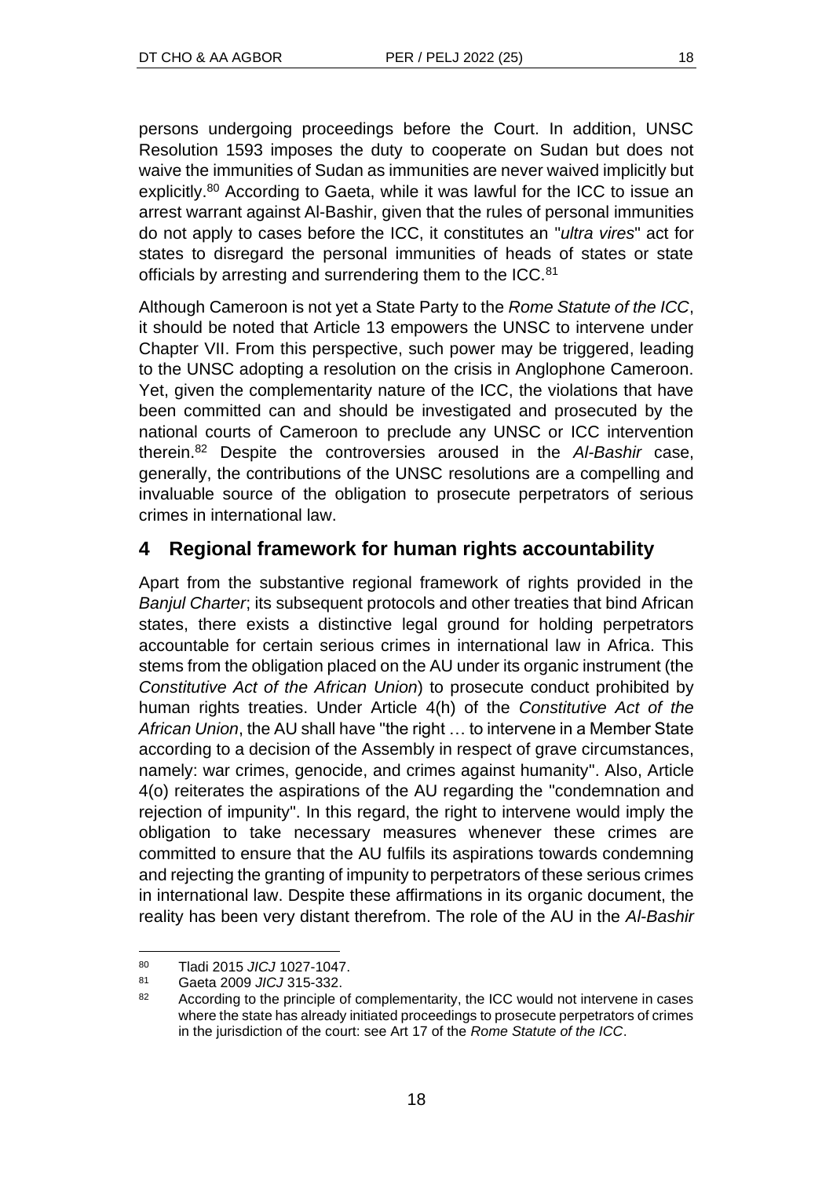persons undergoing proceedings before the Court. In addition, UNSC Resolution 1593 imposes the duty to cooperate on Sudan but does not waive the immunities of Sudan as immunities are never waived implicitly but explicitly.[80] According to Gaeta, while it was lawful for the ICC to issue an arrest warrant against Al-Bashir, given that the rules of personal immunities do not apply to cases before the ICC, it constitutes an "*ultra vires*" act for states to disregard the personal immunities of heads of states or state officials by arresting and surrendering them to the ICC.[81]

Although Cameroon is not yet a State Party to the *Rome Statute of the ICC*, it should be noted that Article 13 empowers the UNSC to intervene under Chapter VII. From this perspective, such power may be triggered, leading to the UNSC adopting a resolution on the crisis in Anglophone Cameroon. Yet, given the complementarity nature of the ICC, the violations that have been committed can and should be investigated and prosecuted by the national courts of Cameroon to preclude any UNSC or ICC intervention therein.[82] Despite the controversies aroused in the *Al-Bashir* case, generally, the contributions of the UNSC resolutions are a compelling and invaluable source of the obligation to prosecute perpetrators of serious crimes in international law.

## 4 Regional framework for human rights accountability

Apart from the substantive regional framework of rights provided in the *Banjul Charter*; its subsequent protocols and other treaties that bind African states, there exists a distinctive legal ground for holding perpetrators accountable for certain serious crimes in international law in Africa. This stems from the obligation placed on the AU under its organic instrument (the *Constitutive Act of the African Union*) to prosecute conduct prohibited by human rights treaties. Under Article 4(h) of the *Constitutive Act of the African Union*, the AU shall have "the right … to intervene in a Member State according to a decision of the Assembly in respect of grave circumstances, namely: war crimes, genocide, and crimes against humanity". Also, Article 4(o) reiterates the aspirations of the AU regarding the "condemnation and rejection of impunity". In this regard, the right to intervene would imply the obligation to take necessary measures whenever these crimes are committed to ensure that the AU fulfils its aspirations towards condemning and rejecting the granting of impunity to perpetrators of these serious crimes in international law. Despite these affirmations in its organic document, the reality has been very distant therefrom. The role of the AU in the *Al-Bashir*

---

[80] Tladi 2015 *JICJ* 1027-1047.

[81] Gaeta 2009 *JICJ* 315-332.

[82] According to the principle of complementarity, the ICC would not intervene in cases where the state has already initiated proceedings to prosecute perpetrators of crimes in the jurisdiction of the court: see Art 17 of the *Rome Statute of the ICC*.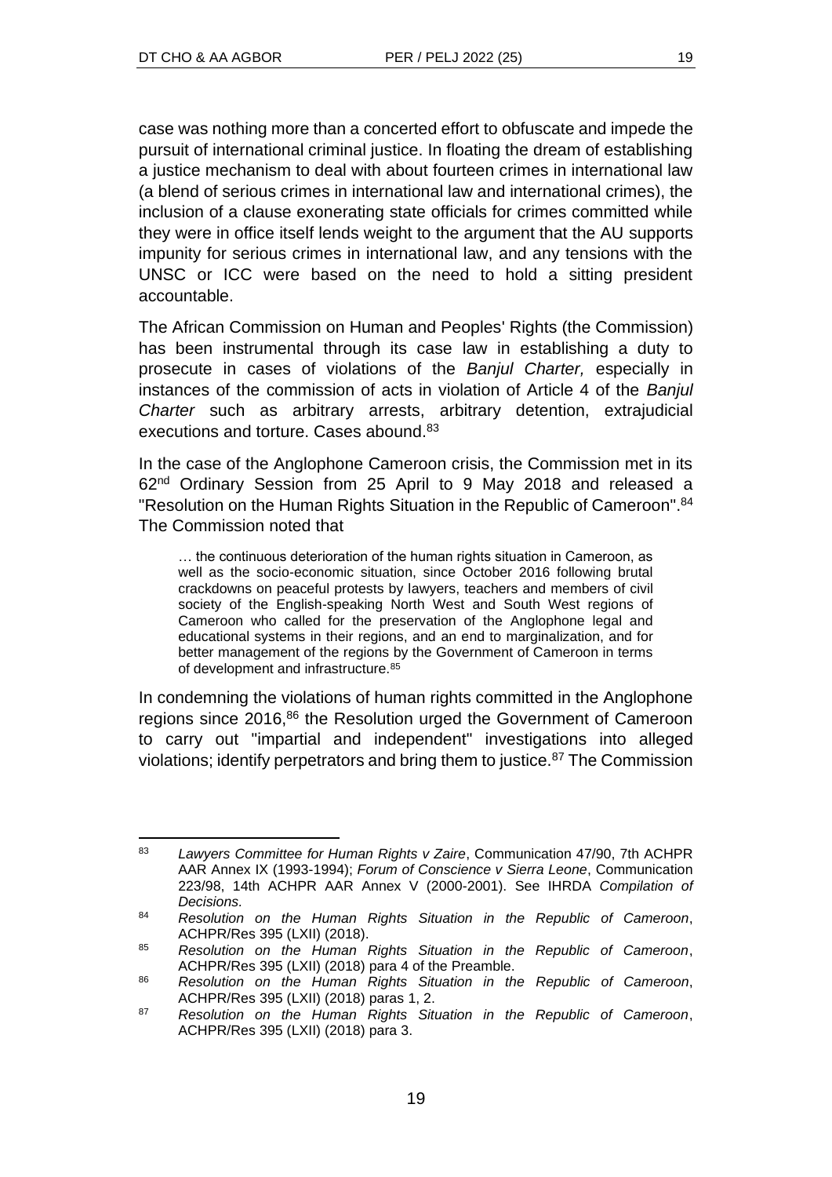case was nothing more than a concerted effort to obfuscate and impede the pursuit of international criminal justice. In floating the dream of establishing a justice mechanism to deal with about fourteen crimes in international law (a blend of serious crimes in international law and international crimes), the inclusion of a clause exonerating state officials for crimes committed while they were in office itself lends weight to the argument that the AU supports impunity for serious crimes in international law, and any tensions with the UNSC or ICC were based on the need to hold a sitting president accountable.

The African Commission on Human and Peoples' Rights (the Commission) has been instrumental through its case law in establishing a duty to prosecute in cases of violations of the *Banjul Charter,* especially in instances of the commission of acts in violation of Article 4 of the *Banjul Charter* such as arbitrary arrests, arbitrary detention, extrajudicial executions and torture. Cases abound.[83]

In the case of the Anglophone Cameroon crisis, the Commission met in its 62nd Ordinary Session from 25 April to 9 May 2018 and released a "Resolution on the Human Rights Situation in the Republic of Cameroon".[84] The Commission noted that

> … the continuous deterioration of the human rights situation in Cameroon, as well as the socio-economic situation, since October 2016 following brutal crackdowns on peaceful protests by lawyers, teachers and members of civil society of the English-speaking North West and South West regions of Cameroon who called for the preservation of the Anglophone legal and educational systems in their regions, and an end to marginalization, and for better management of the regions by the Government of Cameroon in terms of development and infrastructure.[85]

In condemning the violations of human rights committed in the Anglophone regions since 2016,[86] the Resolution urged the Government of Cameroon to carry out "impartial and independent" investigations into alleged violations; identify perpetrators and bring them to justice.[87] The Commission

---

[83] *Lawyers Committee for Human Rights v Zaire*, Communication 47/90, 7th ACHPR AAR Annex IX (1993-1994); *Forum of Conscience v Sierra Leone*, Communication 223/98, 14th ACHPR AAR Annex V (2000-2001). See IHRDA *Compilation of Decisions.*

[84] *Resolution on the Human Rights Situation in the Republic of Cameroon*, ACHPR/Res 395 (LXII) (2018).

[85] *Resolution on the Human Rights Situation in the Republic of Cameroon*, ACHPR/Res 395 (LXII) (2018) para 4 of the Preamble.

[86] *Resolution on the Human Rights Situation in the Republic of Cameroon*, ACHPR/Res 395 (LXII) (2018) paras 1, 2.

[87] *Resolution on the Human Rights Situation in the Republic of Cameroon*, ACHPR/Res 395 (LXII) (2018) para 3.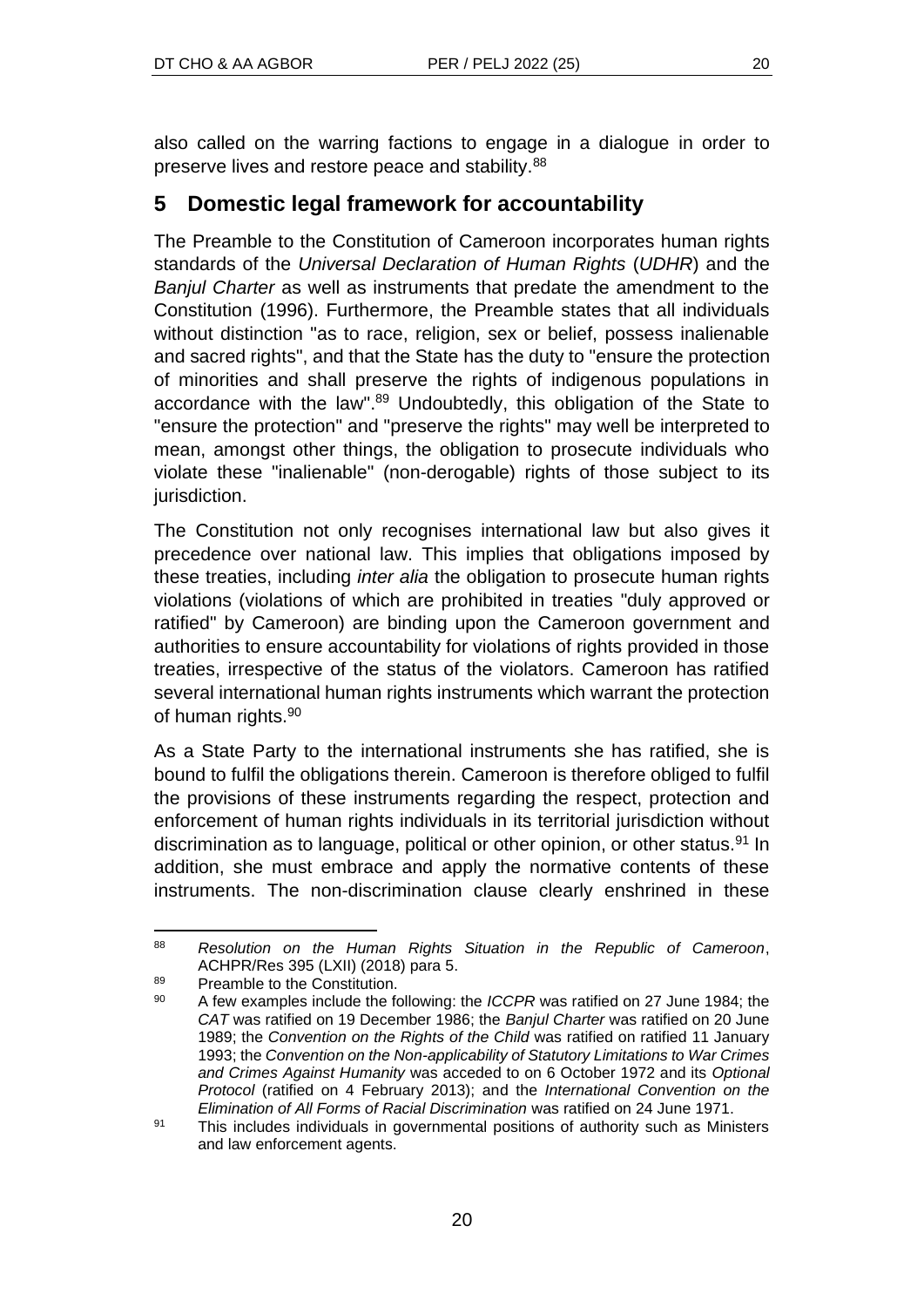also called on the warring factions to engage in a dialogue in order to preserve lives and restore peace and stability.[88]

## 5 Domestic legal framework for accountability

The Preamble to the Constitution of Cameroon incorporates human rights standards of the *Universal Declaration of Human Rights* (*UDHR*) and the *Banjul Charter* as well as instruments that predate the amendment to the Constitution (1996). Furthermore, the Preamble states that all individuals without distinction "as to race, religion, sex or belief, possess inalienable and sacred rights", and that the State has the duty to "ensure the protection of minorities and shall preserve the rights of indigenous populations in accordance with the law".[89] Undoubtedly, this obligation of the State to "ensure the protection" and "preserve the rights" may well be interpreted to mean, amongst other things, the obligation to prosecute individuals who violate these "inalienable" (non-derogable) rights of those subject to its jurisdiction.

The Constitution not only recognises international law but also gives it precedence over national law. This implies that obligations imposed by these treaties, including *inter alia* the obligation to prosecute human rights violations (violations of which are prohibited in treaties "duly approved or ratified" by Cameroon) are binding upon the Cameroon government and authorities to ensure accountability for violations of rights provided in those treaties, irrespective of the status of the violators. Cameroon has ratified several international human rights instruments which warrant the protection of human rights.[90]

As a State Party to the international instruments she has ratified, she is bound to fulfil the obligations therein. Cameroon is therefore obliged to fulfil the provisions of these instruments regarding the respect, protection and enforcement of human rights individuals in its territorial jurisdiction without discrimination as to language, political or other opinion, or other status.[91] In addition, she must embrace and apply the normative contents of these instruments. The non-discrimination clause clearly enshrined in these

---

88 *Resolution on the Human Rights Situation in the Republic of Cameroon*, ACHPR/Res 395 (LXII) (2018) para 5.

89 Preamble to the Constitution.

90 A few examples include the following: the *ICCPR* was ratified on 27 June 1984; the *CAT* was ratified on 19 December 1986; the *Banjul Charter* was ratified on 20 June 1989; the *Convention on the Rights of the Child* was ratified on ratified 11 January 1993; the *Convention on the Non-applicability of Statutory Limitations to War Crimes and Crimes Against Humanity* was acceded to on 6 October 1972 and its *Optional Protocol* (ratified on 4 February 2013); and the *International Convention on the Elimination of All Forms of Racial Discrimination* was ratified on 24 June 1971.

91 This includes individuals in governmental positions of authority such as Ministers and law enforcement agents.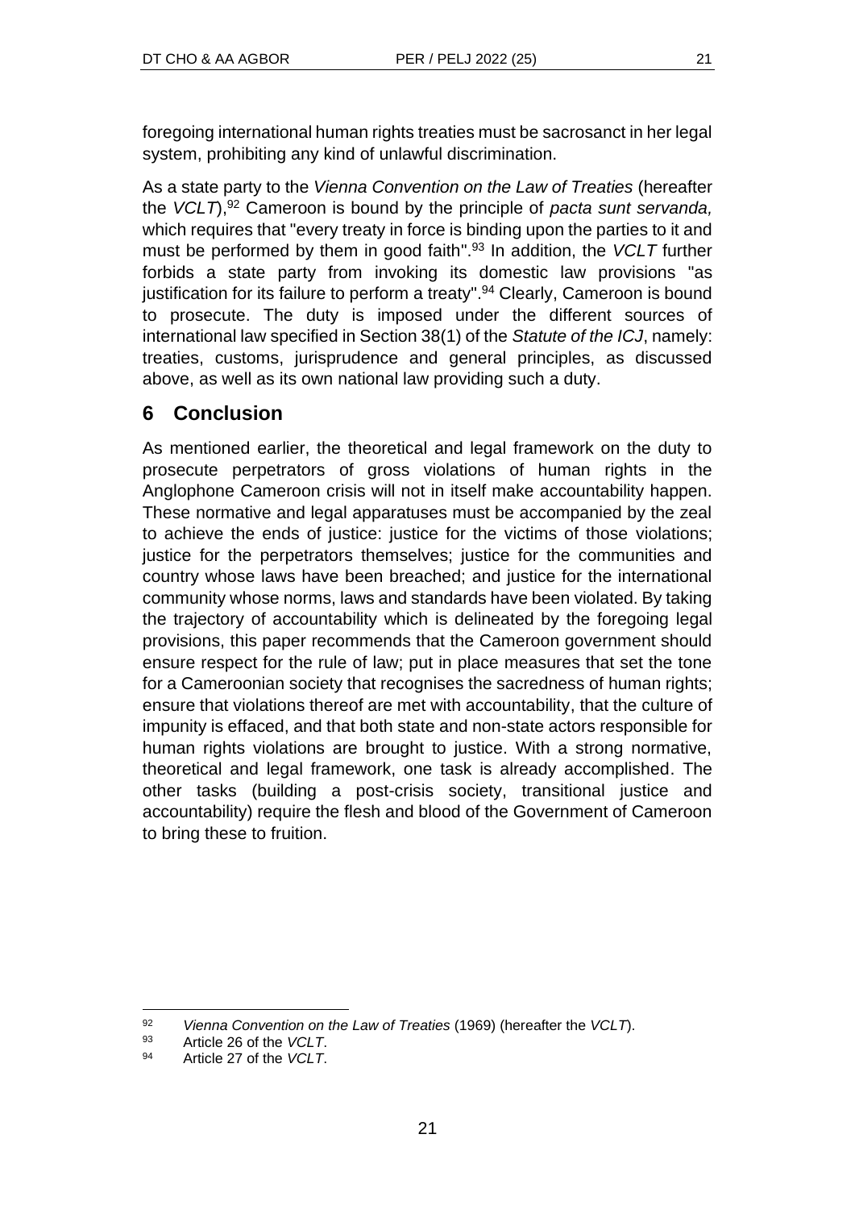foregoing international human rights treaties must be sacrosanct in her legal system, prohibiting any kind of unlawful discrimination.

As a state party to the *Vienna Convention on the Law of Treaties* (hereafter the *VCLT*),[92] Cameroon is bound by the principle of *pacta sunt servanda,* which requires that "every treaty in force is binding upon the parties to it and must be performed by them in good faith".[93] In addition, the *VCLT* further forbids a state party from invoking its domestic law provisions "as justification for its failure to perform a treaty".[94] Clearly, Cameroon is bound to prosecute. The duty is imposed under the different sources of international law specified in Section 38(1) of the *Statute of the ICJ*, namely: treaties, customs, jurisprudence and general principles, as discussed above, as well as its own national law providing such a duty.

## 6 Conclusion

As mentioned earlier, the theoretical and legal framework on the duty to prosecute perpetrators of gross violations of human rights in the Anglophone Cameroon crisis will not in itself make accountability happen. These normative and legal apparatuses must be accompanied by the zeal to achieve the ends of justice: justice for the victims of those violations; justice for the perpetrators themselves; justice for the communities and country whose laws have been breached; and justice for the international community whose norms, laws and standards have been violated. By taking the trajectory of accountability which is delineated by the foregoing legal provisions, this paper recommends that the Cameroon government should ensure respect for the rule of law; put in place measures that set the tone for a Cameroonian society that recognises the sacredness of human rights; ensure that violations thereof are met with accountability, that the culture of impunity is effaced, and that both state and non-state actors responsible for human rights violations are brought to justice. With a strong normative, theoretical and legal framework, one task is already accomplished. The other tasks (building a post-crisis society, transitional justice and accountability) require the flesh and blood of the Government of Cameroon to bring these to fruition.

---

[92] *Vienna Convention on the Law of Treaties* (1969) (hereafter the *VCLT*).

[93] Article 26 of the *VCLT*.

[94] Article 27 of the *VCLT*.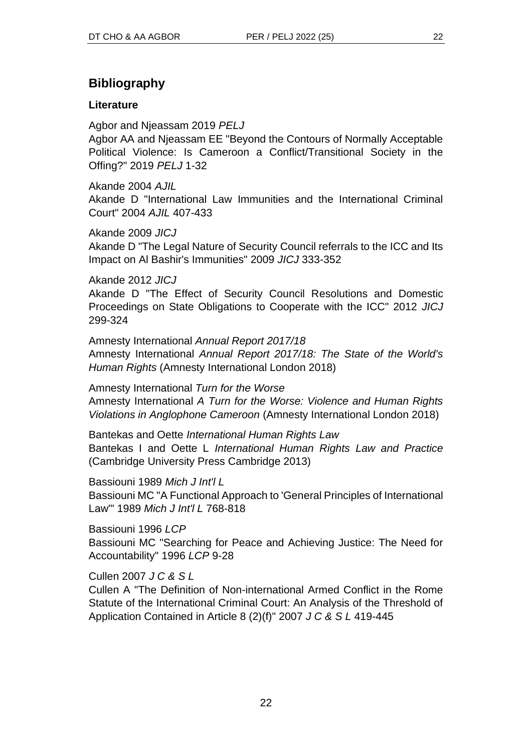## Bibliography

### Literature

Agbor and Njeassam 2019 *PELJ*
Agbor AA and Njeassam EE "Beyond the Contours of Normally Acceptable Political Violence: Is Cameroon a Conflict/Transitional Society in the Offing?" 2019 *PELJ* 1-32

Akande 2004 *AJIL*
Akande D "International Law Immunities and the International Criminal Court" 2004 *AJIL* 407-433

Akande 2009 *JICJ*
Akande D "The Legal Nature of Security Council referrals to the ICC and Its Impact on Al Bashir's Immunities" 2009 *JICJ* 333-352

Akande 2012 *JICJ*
Akande D "The Effect of Security Council Resolutions and Domestic Proceedings on State Obligations to Cooperate with the ICC" 2012 *JICJ* 299-324

Amnesty International *Annual Report 2017/18*
Amnesty International *Annual Report 2017/18: The State of the World's Human Rights* (Amnesty International London 2018)

Amnesty International *Turn for the Worse*
Amnesty International *A Turn for the Worse: Violence and Human Rights Violations in Anglophone Cameroon* (Amnesty International London 2018)

Bantekas and Oette *International Human Rights Law*
Bantekas I and Oette L *International Human Rights Law and Practice* (Cambridge University Press Cambridge 2013)

Bassiouni 1989 *Mich J Int'l L*
Bassiouni MC "A Functional Approach to 'General Principles of International Law'" 1989 *Mich J Int'l L* 768-818

Bassiouni 1996 *LCP*
Bassiouni MC "Searching for Peace and Achieving Justice: The Need for Accountability" 1996 *LCP* 9-28

Cullen 2007 *J C & S L*
Cullen A "The Definition of Non-international Armed Conflict in the Rome Statute of the International Criminal Court: An Analysis of the Threshold of Application Contained in Article 8 (2)(f)" 2007 *J C & S L* 419-445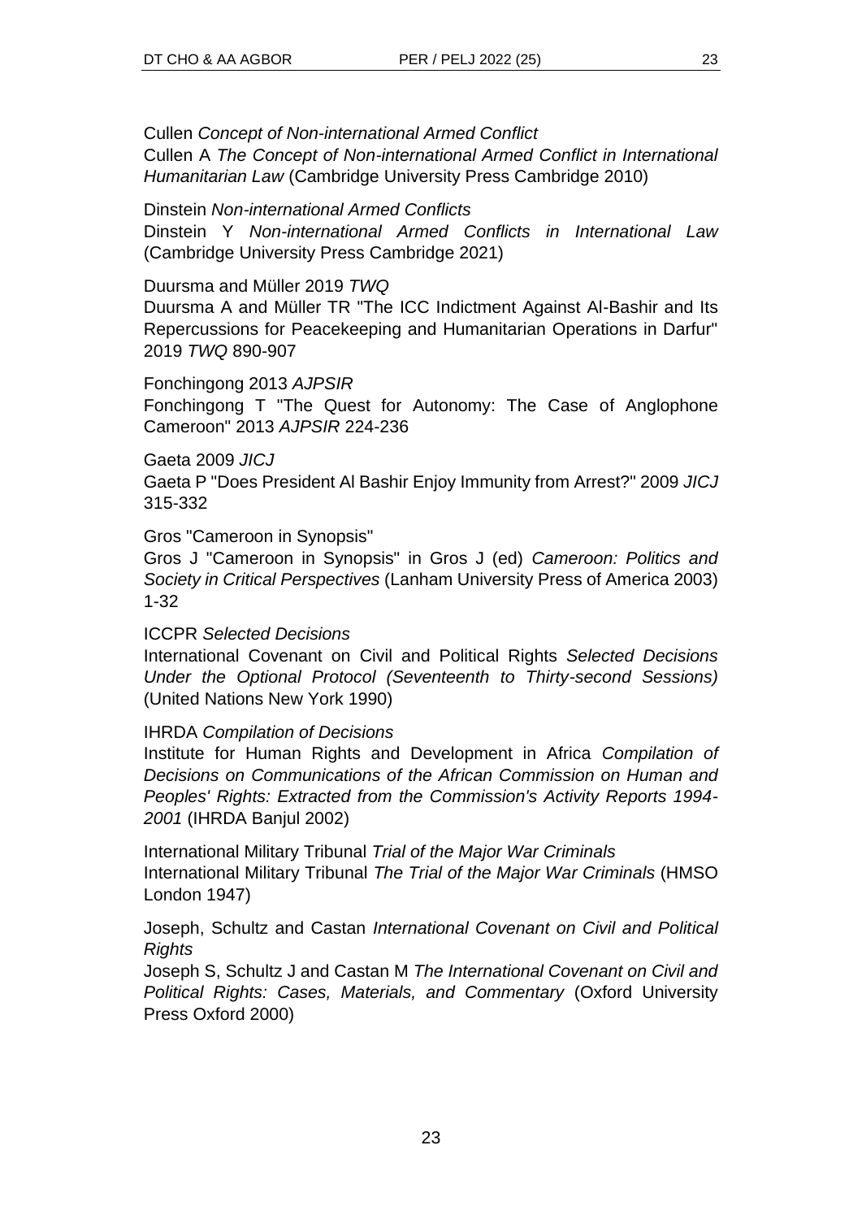Cullen *Concept of Non-international Armed Conflict*
Cullen A *The Concept of Non-international Armed Conflict in International Humanitarian Law* (Cambridge University Press Cambridge 2010)

Dinstein *Non-international Armed Conflicts*
Dinstein Y *Non-international Armed Conflicts in International Law* (Cambridge University Press Cambridge 2021)

Duursma and Müller 2019 *TWQ*
Duursma A and Müller TR "The ICC Indictment Against Al-Bashir and Its Repercussions for Peacekeeping and Humanitarian Operations in Darfur" 2019 *TWQ* 890-907

Fonchingong 2013 *AJPSIR*
Fonchingong T "The Quest for Autonomy: The Case of Anglophone Cameroon" 2013 *AJPSIR* 224-236

Gaeta 2009 *JICJ*
Gaeta P "Does President Al Bashir Enjoy Immunity from Arrest?" 2009 *JICJ* 315-332

Gros "Cameroon in Synopsis"
Gros J "Cameroon in Synopsis" in Gros J (ed) *Cameroon: Politics and Society in Critical Perspectives* (Lanham University Press of America 2003) 1-32

ICCPR *Selected Decisions*
International Covenant on Civil and Political Rights *Selected Decisions Under the Optional Protocol (Seventeenth to Thirty-second Sessions)* (United Nations New York 1990)

IHRDA *Compilation of Decisions*
Institute for Human Rights and Development in Africa *Compilation of Decisions on Communications of the African Commission on Human and Peoples' Rights: Extracted from the Commission's Activity Reports 1994-2001* (IHRDA Banjul 2002)

International Military Tribunal *Trial of the Major War Criminals*
International Military Tribunal *The Trial of the Major War Criminals* (HMSO London 1947)

Joseph, Schultz and Castan *International Covenant on Civil and Political Rights*
Joseph S, Schultz J and Castan M *The International Covenant on Civil and Political Rights: Cases, Materials, and Commentary* (Oxford University Press Oxford 2000)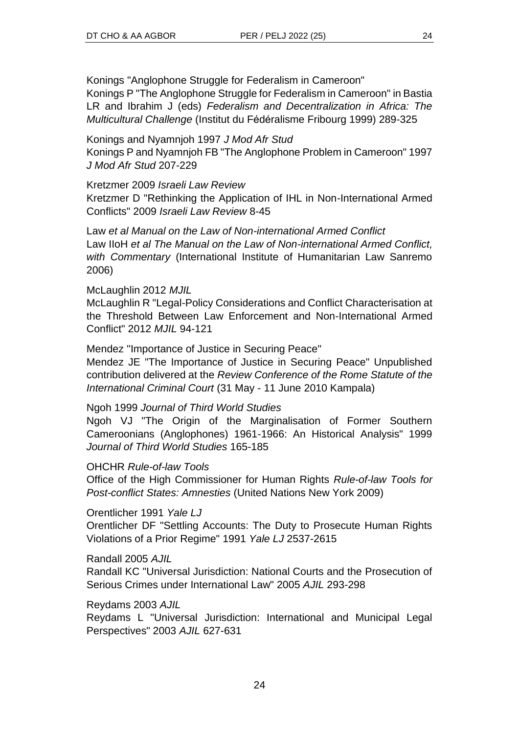Konings "Anglophone Struggle for Federalism in Cameroon"
Konings P "The Anglophone Struggle for Federalism in Cameroon" in Bastia LR and Ibrahim J (eds) *Federalism and Decentralization in Africa: The Multicultural Challenge* (Institut du Fédéralisme Fribourg 1999) 289-325

Konings and Nyamnjoh 1997 *J Mod Afr Stud*
Konings P and Nyamnjoh FB "The Anglophone Problem in Cameroon" 1997 *J Mod Afr Stud* 207-229

Kretzmer 2009 *Israeli Law Review*
Kretzmer D "Rethinking the Application of IHL in Non-International Armed Conflicts" 2009 *Israeli Law Review* 8-45

Law *et al Manual on the Law of Non-international Armed Conflict*
Law IIoH *et al The Manual on the Law of Non-international Armed Conflict, with Commentary* (International Institute of Humanitarian Law Sanremo 2006)

McLaughlin 2012 *MJIL*
McLaughlin R "Legal-Policy Considerations and Conflict Characterisation at the Threshold Between Law Enforcement and Non-International Armed Conflict" 2012 *MJIL* 94-121

Mendez "Importance of Justice in Securing Peace"
Mendez JE "The Importance of Justice in Securing Peace" Unpublished contribution delivered at the *Review Conference of the Rome Statute of the International Criminal Court* (31 May - 11 June 2010 Kampala)

Ngoh 1999 *Journal of Third World Studies*
Ngoh VJ "The Origin of the Marginalisation of Former Southern Cameroonians (Anglophones) 1961-1966: An Historical Analysis" 1999 *Journal of Third World Studies* 165-185

OHCHR *Rule-of-law Tools*
Office of the High Commissioner for Human Rights *Rule-of-law Tools for Post-conflict States: Amnesties* (United Nations New York 2009)

Orentlicher 1991 *Yale LJ*
Orentlicher DF "Settling Accounts: The Duty to Prosecute Human Rights Violations of a Prior Regime" 1991 *Yale LJ* 2537-2615

Randall 2005 *AJIL*
Randall KC "Universal Jurisdiction: National Courts and the Prosecution of Serious Crimes under International Law" 2005 *AJIL* 293-298

Reydams 2003 *AJIL*
Reydams L "Universal Jurisdiction: International and Municipal Legal Perspectives" 2003 *AJIL* 627-631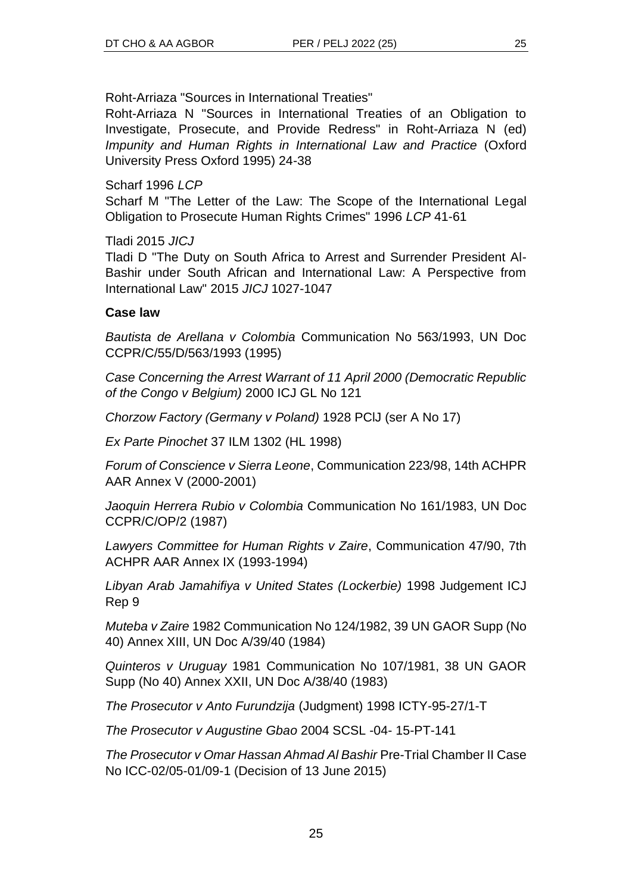Roht-Arriaza "Sources in International Treaties"

Roht-Arriaza N "Sources in International Treaties of an Obligation to Investigate, Prosecute, and Provide Redress" in Roht-Arriaza N (ed) *Impunity and Human Rights in International Law and Practice* (Oxford University Press Oxford 1995) 24-38

Scharf 1996 *LCP*

Scharf M "The Letter of the Law: The Scope of the International Legal Obligation to Prosecute Human Rights Crimes" 1996 *LCP* 41-61

Tladi 2015 *JICJ*

Tladi D "The Duty on South Africa to Arrest and Surrender President Al-Bashir under South African and International Law: A Perspective from International Law" 2015 *JICJ* 1027-1047

**Case law**

*Bautista de Arellana v Colombia* Communication No 563/1993, UN Doc CCPR/C/55/D/563/1993 (1995)

*Case Concerning the Arrest Warrant of 11 April 2000 (Democratic Republic of the Congo v Belgium)* 2000 ICJ GL No 121

*Chorzow Factory (Germany v Poland)* 1928 PCIJ (ser A No 17)

*Ex Parte Pinochet* 37 ILM 1302 (HL 1998)

*Forum of Conscience v Sierra Leone*, Communication 223/98, 14th ACHPR AAR Annex V (2000-2001)

*Jaoquin Herrera Rubio v Colombia* Communication No 161/1983, UN Doc CCPR/C/OP/2 (1987)

*Lawyers Committee for Human Rights v Zaire*, Communication 47/90, 7th ACHPR AAR Annex IX (1993-1994)

*Libyan Arab Jamahifiya v United States (Lockerbie)* 1998 Judgement ICJ Rep 9

*Muteba v Zaire* 1982 Communication No 124/1982, 39 UN GAOR Supp (No 40) Annex XIII, UN Doc A/39/40 (1984)

*Quinteros v Uruguay* 1981 Communication No 107/1981, 38 UN GAOR Supp (No 40) Annex XXII, UN Doc A/38/40 (1983)

*The Prosecutor v Anto Furundzija* (Judgment) 1998 ICTY-95-27/1-T

*The Prosecutor v Augustine Gbao* 2004 SCSL -04- 15-PT-141

*The Prosecutor v Omar Hassan Ahmad Al Bashir* Pre-Trial Chamber II Case No ICC-02/05-01/09-1 (Decision of 13 June 2015)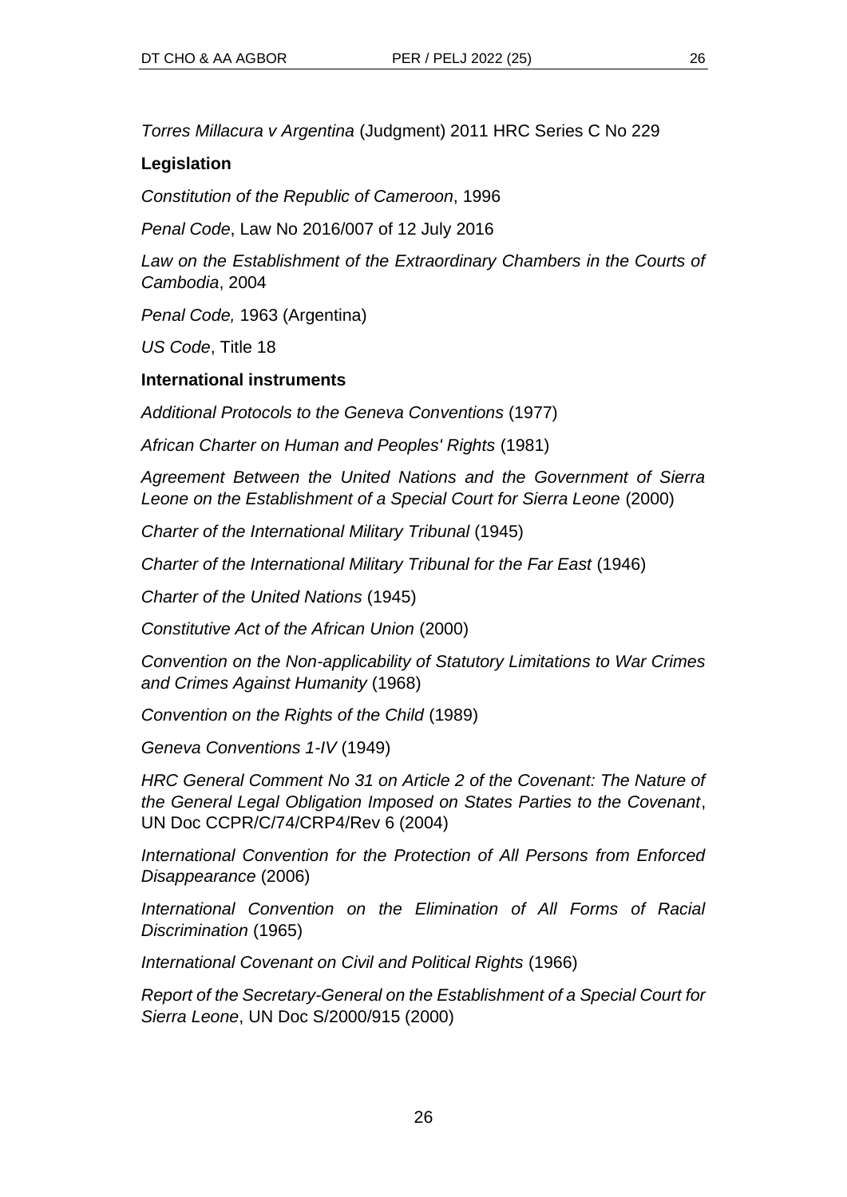*Torres Millacura v Argentina* (Judgment) 2011 HRC Series C No 229

**Legislation**

*Constitution of the Republic of Cameroon*, 1996

*Penal Code*, Law No 2016/007 of 12 July 2016

*Law on the Establishment of the Extraordinary Chambers in the Courts of Cambodia*, 2004

*Penal Code,* 1963 (Argentina)

*US Code*, Title 18

**International instruments**

*Additional Protocols to the Geneva Conventions* (1977)

*African Charter on Human and Peoples' Rights* (1981)

*Agreement Between the United Nations and the Government of Sierra Leone on the Establishment of a Special Court for Sierra Leone* (2000)

*Charter of the International Military Tribunal* (1945)

*Charter of the International Military Tribunal for the Far East* (1946)

*Charter of the United Nations* (1945)

*Constitutive Act of the African Union* (2000)

*Convention on the Non-applicability of Statutory Limitations to War Crimes and Crimes Against Humanity* (1968)

*Convention on the Rights of the Child* (1989)

*Geneva Conventions 1-IV* (1949)

*HRC General Comment No 31 on Article 2 of the Covenant: The Nature of the General Legal Obligation Imposed on States Parties to the Covenant*, UN Doc CCPR/C/74/CRP4/Rev 6 (2004)

*International Convention for the Protection of All Persons from Enforced Disappearance* (2006)

*International Convention on the Elimination of All Forms of Racial Discrimination* (1965)

*International Covenant on Civil and Political Rights* (1966)

*Report of the Secretary-General on the Establishment of a Special Court for Sierra Leone*, UN Doc S/2000/915 (2000)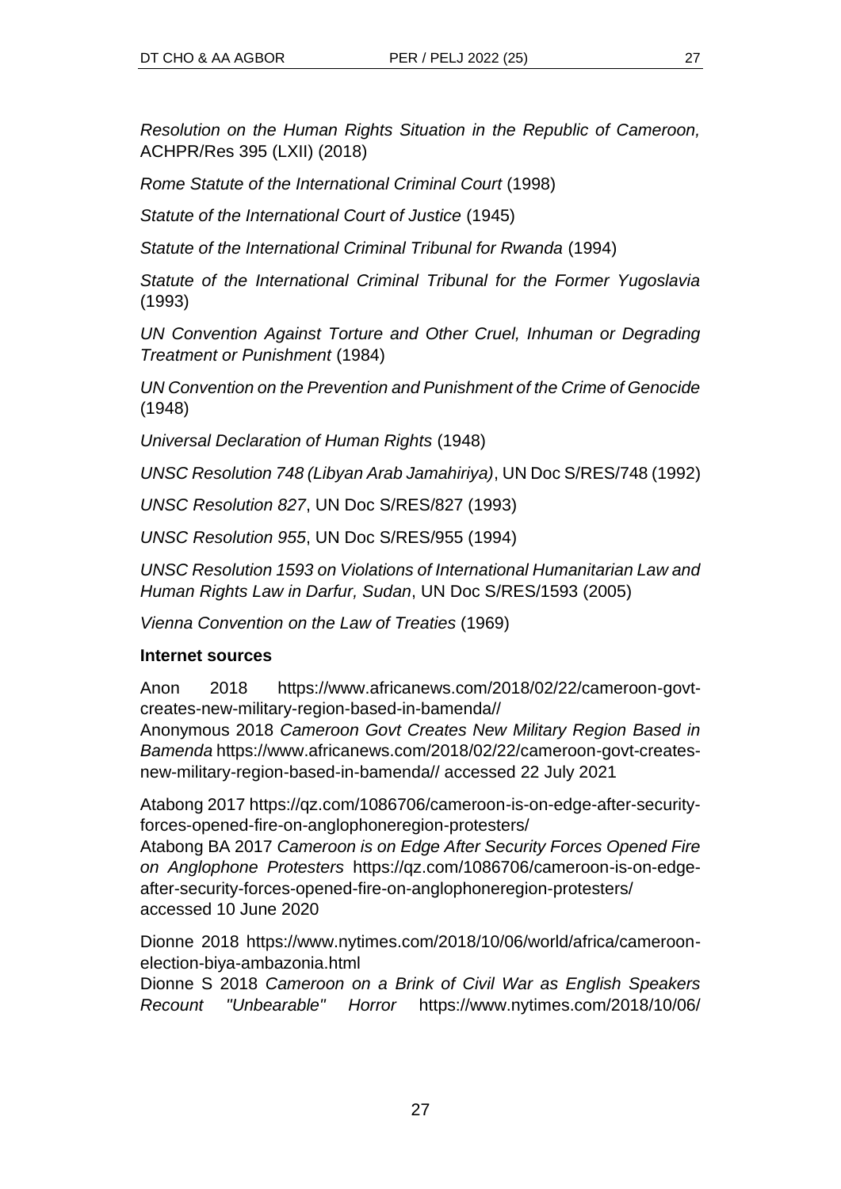*Resolution on the Human Rights Situation in the Republic of Cameroon,* ACHPR/Res 395 (LXII) (2018)

*Rome Statute of the International Criminal Court* (1998)

*Statute of the International Court of Justice* (1945)

*Statute of the International Criminal Tribunal for Rwanda* (1994)

*Statute of the International Criminal Tribunal for the Former Yugoslavia* (1993)

*UN Convention Against Torture and Other Cruel, Inhuman or Degrading Treatment or Punishment* (1984)

*UN Convention on the Prevention and Punishment of the Crime of Genocide* (1948)

*Universal Declaration of Human Rights* (1948)

*UNSC Resolution 748 (Libyan Arab Jamahiriya)*, UN Doc S/RES/748 (1992)

*UNSC Resolution 827*, UN Doc S/RES/827 (1993)

*UNSC Resolution 955*, UN Doc S/RES/955 (1994)

*UNSC Resolution 1593 on Violations of International Humanitarian Law and Human Rights Law in Darfur, Sudan*, UN Doc S/RES/1593 (2005)

*Vienna Convention on the Law of Treaties* (1969)

**Internet sources**

Anon 2018 https://www.africanews.com/2018/02/22/cameroon-govt-creates-new-military-region-based-in-bamenda//
Anonymous 2018 *Cameroon Govt Creates New Military Region Based in Bamenda* https://www.africanews.com/2018/02/22/cameroon-govt-creates-new-military-region-based-in-bamenda// accessed 22 July 2021

Atabong 2017 https://qz.com/1086706/cameroon-is-on-edge-after-security-forces-opened-fire-on-anglophoneregion-protesters/
Atabong BA 2017 *Cameroon is on Edge After Security Forces Opened Fire on Anglophone Protesters* https://qz.com/1086706/cameroon-is-on-edge-after-security-forces-opened-fire-on-anglophoneregion-protesters/ accessed 10 June 2020

Dionne 2018 https://www.nytimes.com/2018/10/06/world/africa/cameroon-election-biya-ambazonia.html
Dionne S 2018 *Cameroon on a Brink of Civil War as English Speakers Recount "Unbearable" Horror* https://www.nytimes.com/2018/10/06/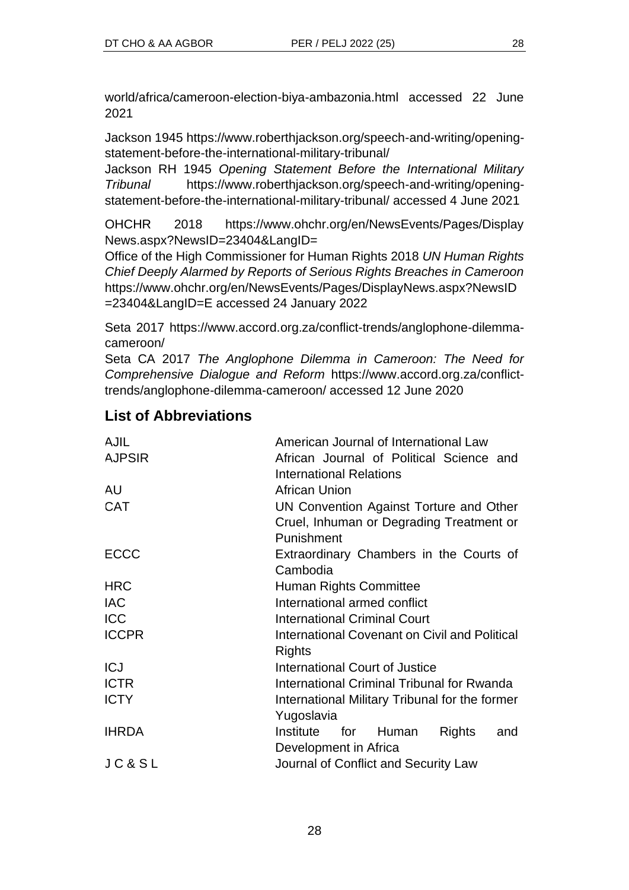world/africa/cameroon-election-biya-ambazonia.html accessed 22 June 2021

Jackson 1945 https://www.roberthjackson.org/speech-and-writing/opening-statement-before-the-international-military-tribunal/
Jackson RH 1945 *Opening Statement Before the International Military Tribunal* https://www.roberthjackson.org/speech-and-writing/opening-statement-before-the-international-military-tribunal/ accessed 4 June 2021

OHCHR 2018 https://www.ohchr.org/en/NewsEvents/Pages/DisplayNews.aspx?NewsID=23404&LangID=
Office of the High Commissioner for Human Rights 2018 *UN Human Rights Chief Deeply Alarmed by Reports of Serious Rights Breaches in Cameroon* https://www.ohchr.org/en/NewsEvents/Pages/DisplayNews.aspx?NewsID=23404&LangID=E accessed 24 January 2022

Seta 2017 https://www.accord.org.za/conflict-trends/anglophone-dilemma-cameroon/
Seta CA 2017 *The Anglophone Dilemma in Cameroon: The Need for Comprehensive Dialogue and Reform* https://www.accord.org.za/conflict-trends/anglophone-dilemma-cameroon/ accessed 12 June 2020

## List of Abbreviations

| | |
|---|---|
| AJIL | American Journal of International Law |
| AJPSIR | African Journal of Political Science and International Relations |
| AU | African Union |
| CAT | UN Convention Against Torture and Other Cruel, Inhuman or Degrading Treatment or Punishment |
| ECCC | Extraordinary Chambers in the Courts of Cambodia |
| HRC | Human Rights Committee |
| IAC | International armed conflict |
| ICC | International Criminal Court |
| ICCPR | International Covenant on Civil and Political Rights |
| ICJ | International Court of Justice |
| ICTR | International Criminal Tribunal for Rwanda |
| ICTY | International Military Tribunal for the former Yugoslavia |
| IHRDA | Institute for Human Rights and Development in Africa |
| J C & S L | Journal of Conflict and Security Law |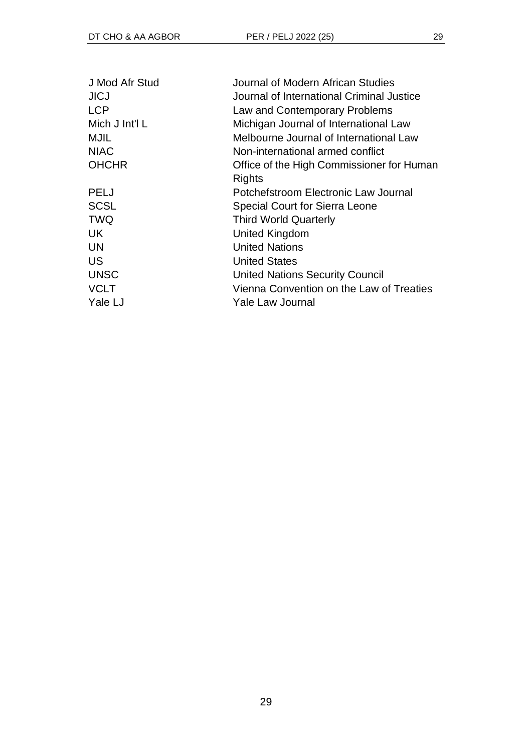| | |
|---|---|
| J Mod Afr Stud | Journal of Modern African Studies |
| JICJ | Journal of International Criminal Justice |
| LCP | Law and Contemporary Problems |
| Mich J Int'l L | Michigan Journal of International Law |
| MJIL | Melbourne Journal of International Law |
| NIAC | Non-international armed conflict |
| OHCHR | Office of the High Commissioner for Human Rights |
| PELJ | Potchefstroom Electronic Law Journal |
| SCSL | Special Court for Sierra Leone |
| TWQ | Third World Quarterly |
| UK | United Kingdom |
| UN | United Nations |
| US | United States |
| UNSC | United Nations Security Council |
| VCLT | Vienna Convention on the Law of Treaties |
| Yale LJ | Yale Law Journal |